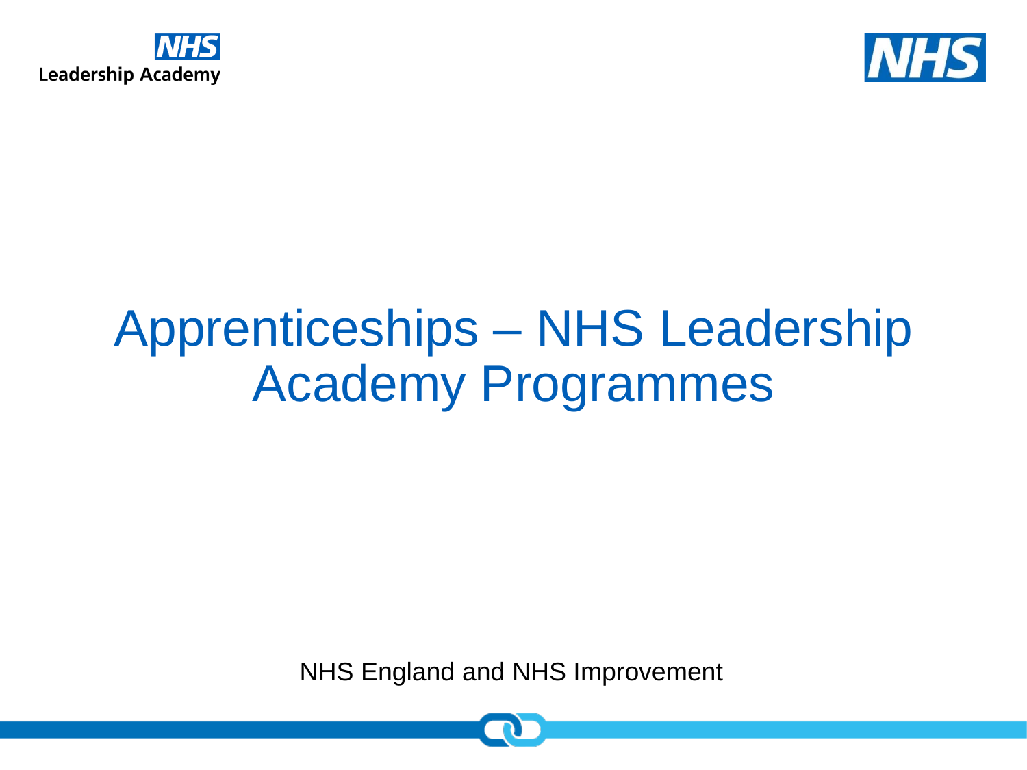# Apprenticeships – NHS Leadership Academy Programmes

NHS England and NHS Improvement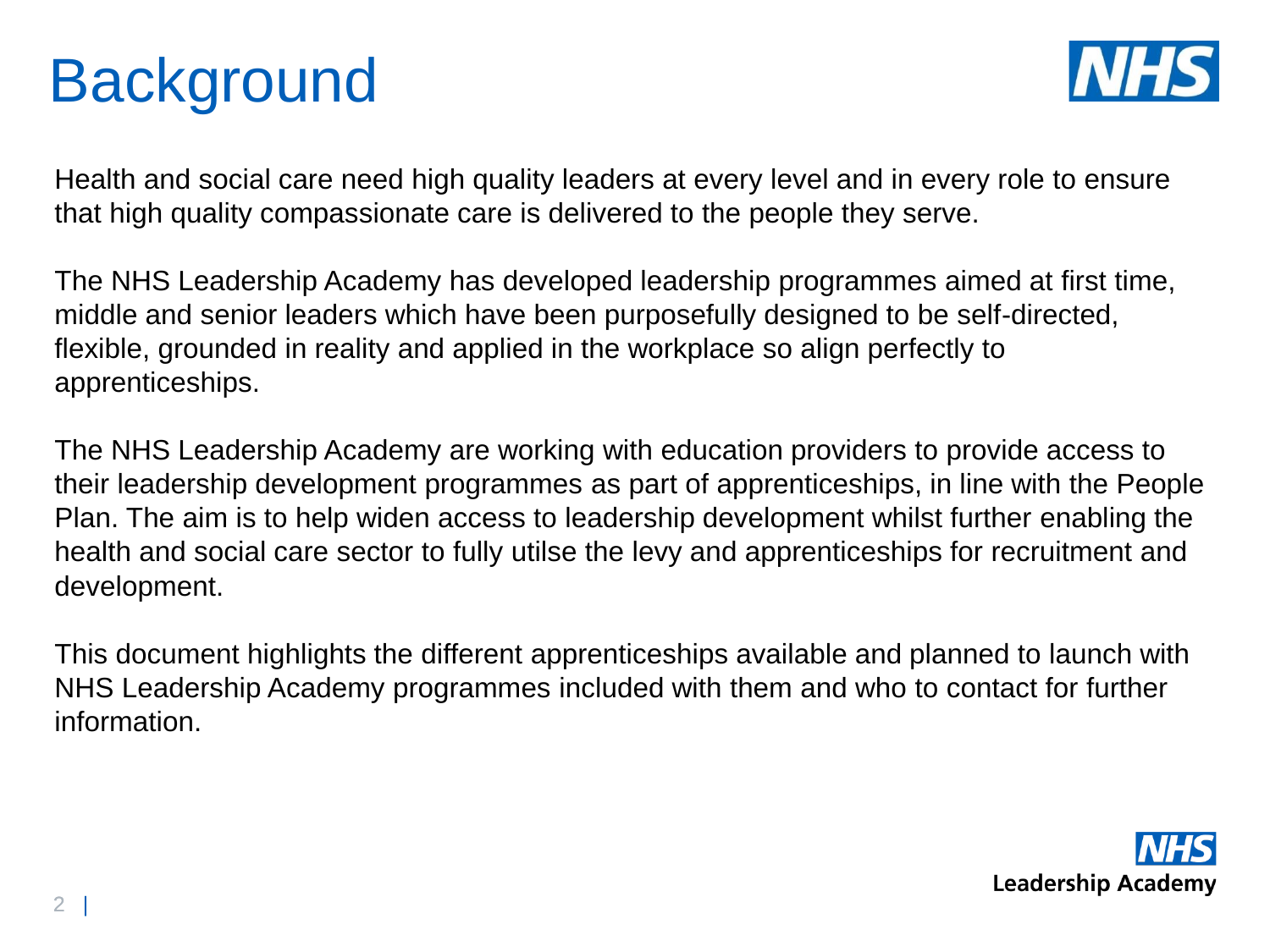# Background

Health and social care need high quality leaders at every level and in every role to ensure that high quality compassionate care is delivered to the people they serve.

The NHS Leadership Academy has developed leadership programmes aimed at first time, middle and senior leaders which have been purposefully designed to be self-directed, flexible, grounded in reality and applied in the workplace so align perfectly to apprenticeships.

The NHS Leadership Academy are working with education providers to provide access to their leadership development programmes as part of apprenticeships, in line with the People Plan. The aim is to help widen access to leadership development whilst further enabling the health and social care sector to fully utilse the levy and apprenticeships for recruitment and development.

This document highlights the different apprenticeships available and planned to launch with NHS Leadership Academy programmes included with them and who to contact for further information.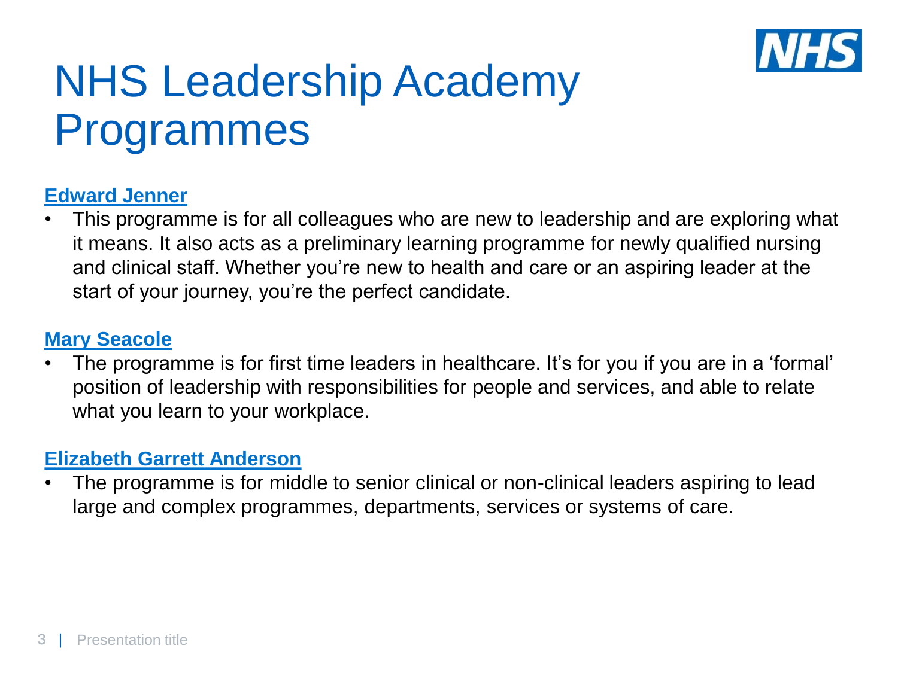# NHS Leadership Academy Programmes

**Edward Jenner**

- This programme is for all colleagues who are new to leadership and are exploring what it means. It also acts as a preliminary learning programme for newly qualified nursing and clinical staff. Whether you're new to health and care or an aspiring leader at the start of your journey, you're the perfect candidate.

**Mary Seacole**

- The programme is for first time leaders in healthcare. It's for you if you are in a 'formal' position of leadership with responsibilities for people and services, and able to relate what you learn to your workplace.

**Elizabeth Garrett Anderson**

- The programme is for middle to senior clinical or non-clinical leaders aspiring to lead large and complex programmes, departments, services or systems of care.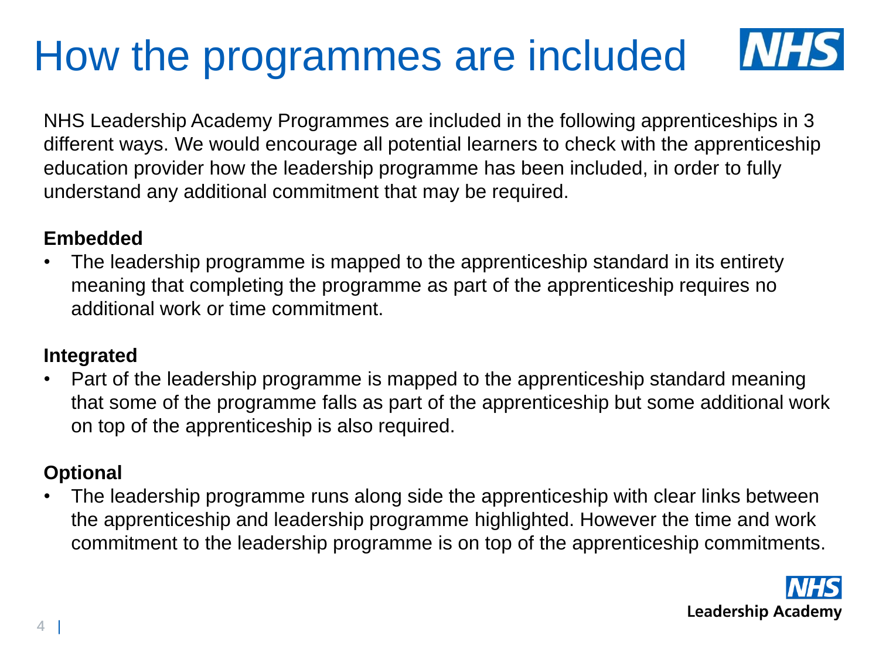# How the programmes are included

NHS Leadership Academy Programmes are included in the following apprenticeships in 3 different ways. We would encourage all potential learners to check with the apprenticeship education provider how the leadership programme has been included, in order to fully understand any additional commitment that may be required.

**Embedded**

- The leadership programme is mapped to the apprenticeship standard in its entirety meaning that completing the programme as part of the apprenticeship requires no additional work or time commitment.

**Integrated**

- Part of the leadership programme is mapped to the apprenticeship standard meaning that some of the programme falls as part of the apprenticeship but some additional work on top of the apprenticeship is also required.

**Optional**

- The leadership programme runs along side the apprenticeship with clear links between the apprenticeship and leadership programme highlighted. However the time and work commitment to the leadership programme is on top of the apprenticeship commitments.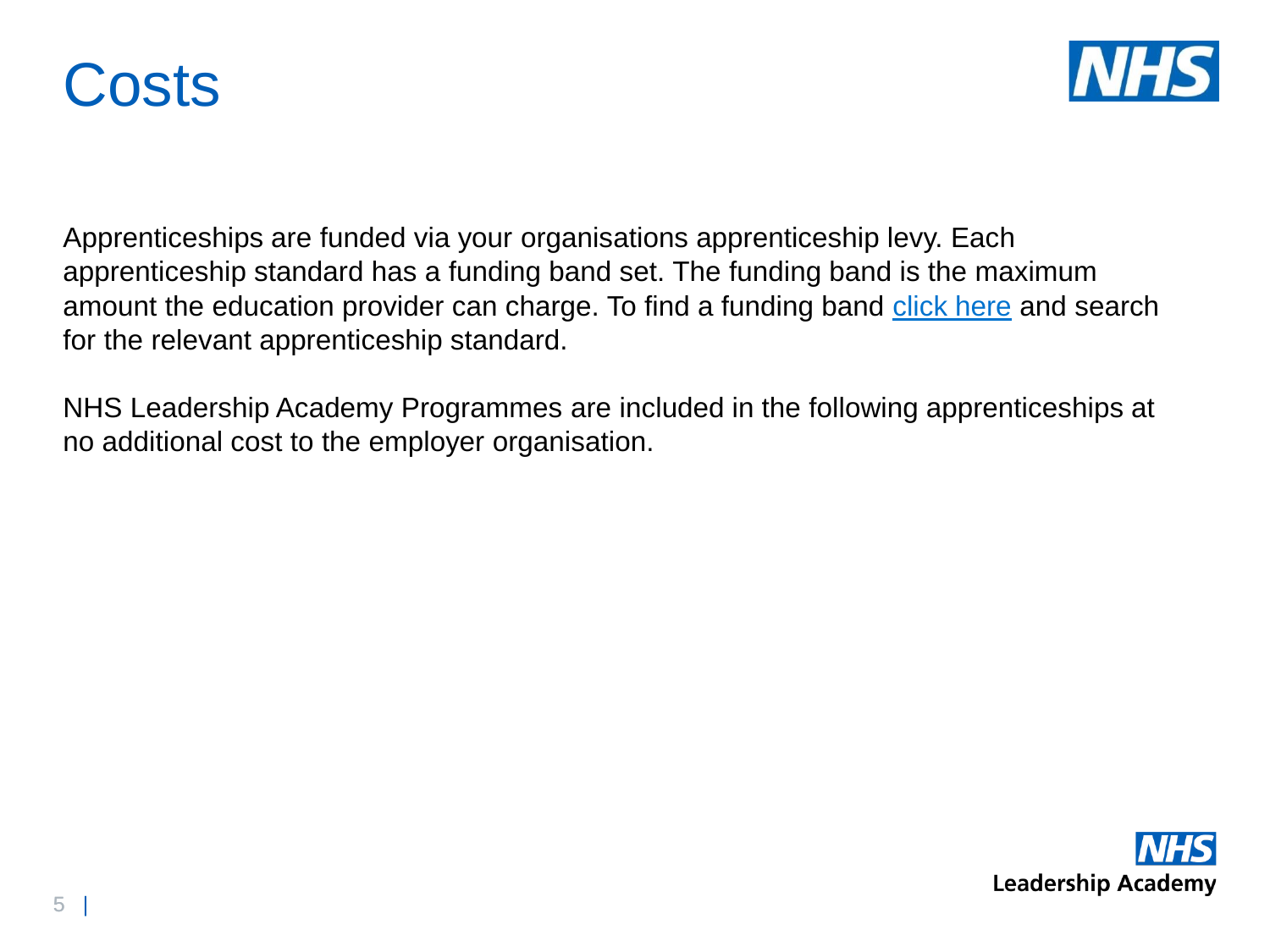# Costs

Apprenticeships are funded via your organisations apprenticeship levy. Each apprenticeship standard has a funding band set. The funding band is the maximum amount the education provider can charge. To find a funding band click here and search for the relevant apprenticeship standard.

NHS Leadership Academy Programmes are included in the following apprenticeships at no additional cost to the employer organisation.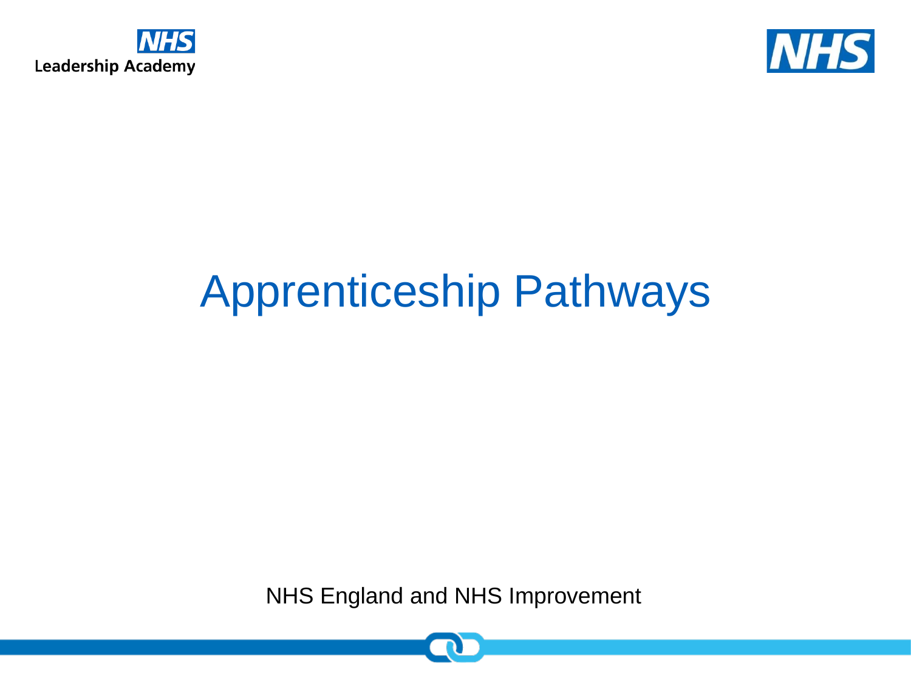# Apprenticeship Pathways

NHS England and NHS Improvement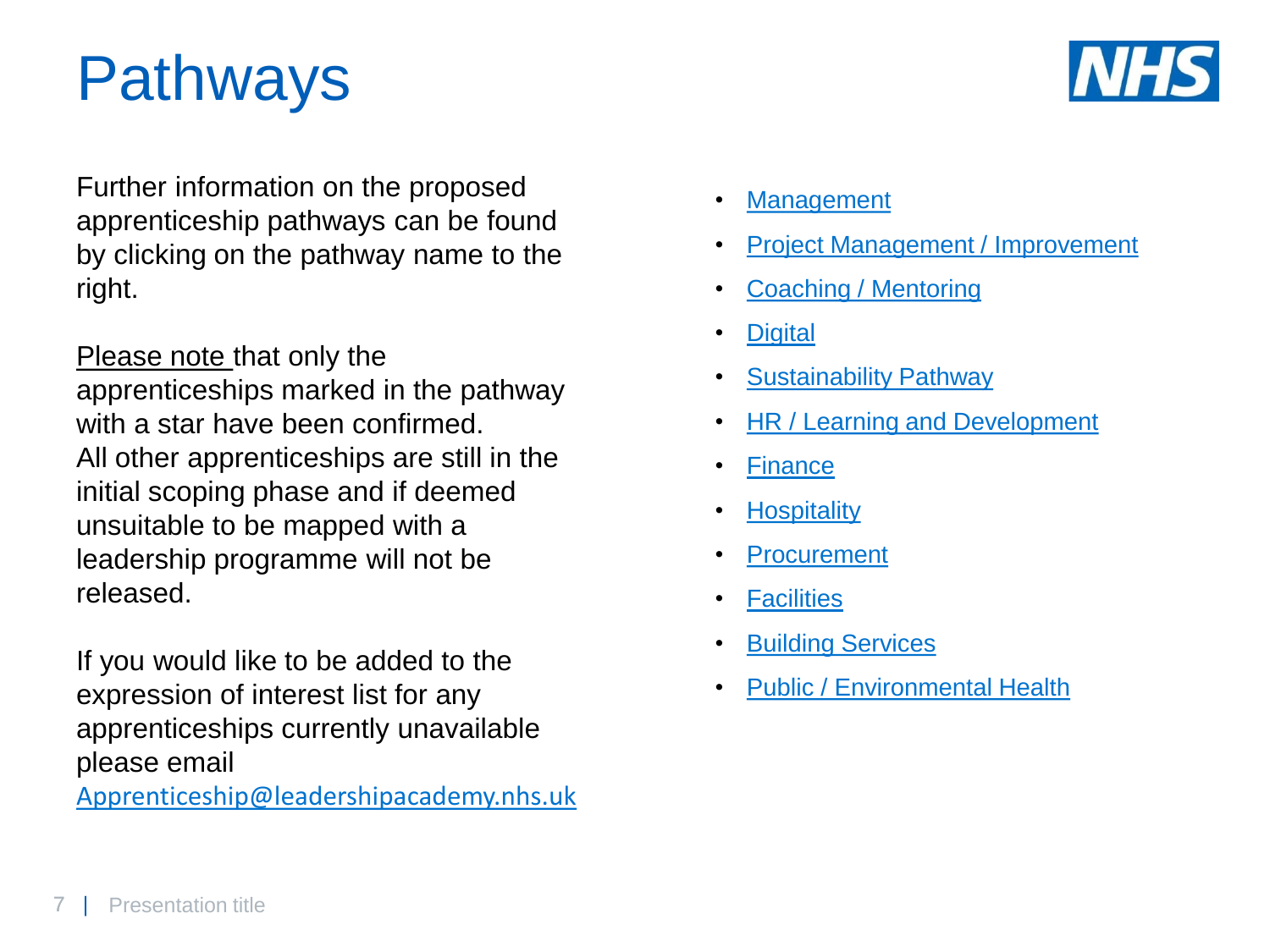# Pathways

Further information on the proposed apprenticeship pathways can be found by clicking on the pathway name to the right.

Please note that only the apprenticeships marked in the pathway with a star have been confirmed. All other apprenticeships are still in the initial scoping phase and if deemed unsuitable to be mapped with a leadership programme will not be released.

If you would like to be added to the expression of interest list for any apprenticeships currently unavailable please email Apprenticeship@leadershipacademy.nhs.uk

- Management
- Project Management / Improvement
- Coaching / Mentoring
- Digital
- Sustainability Pathway
- HR / Learning and Development
- Finance
- Hospitality
- Procurement
- Facilities
- Building Services
- Public / Environmental Health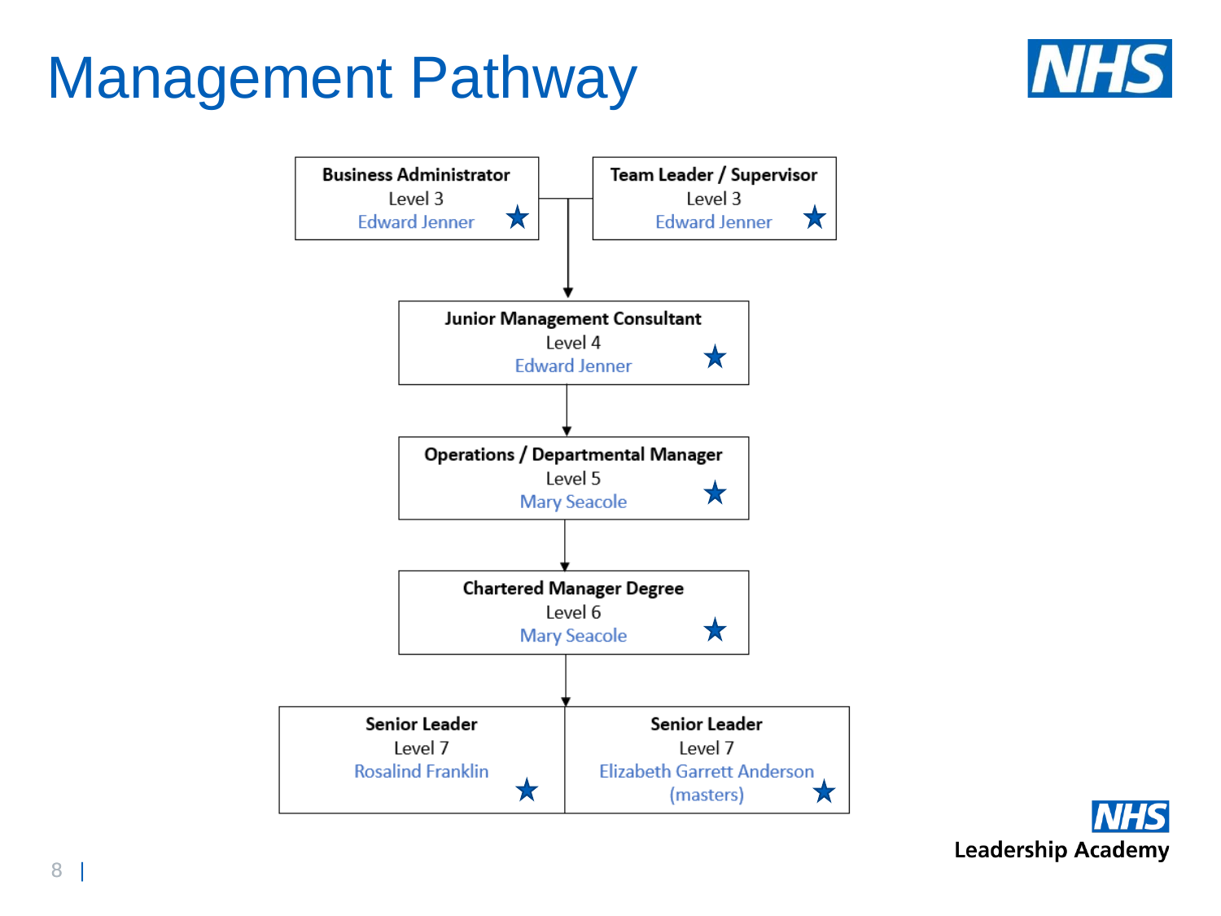# Management Pathway

**Business Administrator**
Level 3
Edward Jenner ★

**Team Leader / Supervisor**
Level 3
Edward Jenner ★

↓

**Junior Management Consultant**
Level 4
Edward Jenner ★

↓

**Operations / Departmental Manager**
Level 5
Mary Seacole ★

↓

**Chartered Manager Degree**
Level 6
Mary Seacole ★

↓

**Senior Leader**
Level 7
Rosalind Franklin ★

**Senior Leader**
Level 7
Elizabeth Garrett Anderson (masters) ★

NHS Leadership Academy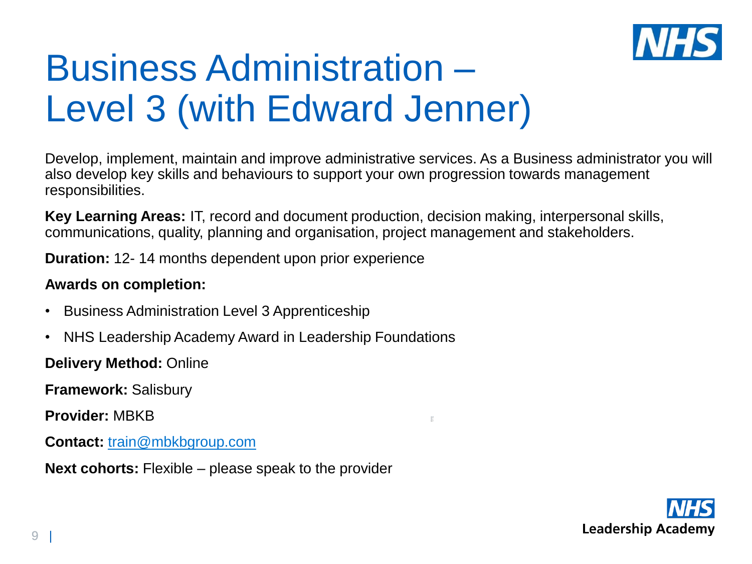# Business Administration – Level 3 (with Edward Jenner)

Develop, implement, maintain and improve administrative services. As a Business administrator you will also develop key skills and behaviours to support your own progression towards management responsibilities.

**Key Learning Areas:** IT, record and document production, decision making, interpersonal skills, communications, quality, planning and organisation, project management and stakeholders.

**Duration:** 12- 14 months dependent upon prior experience

**Awards on completion:**

- Business Administration Level 3 Apprenticeship
- NHS Leadership Academy Award in Leadership Foundations

**Delivery Method:** Online

**Framework:** Salisbury

**Provider:** MBKB

**Contact:** train@mbkbgroup.com

**Next cohorts:** Flexible – please speak to the provider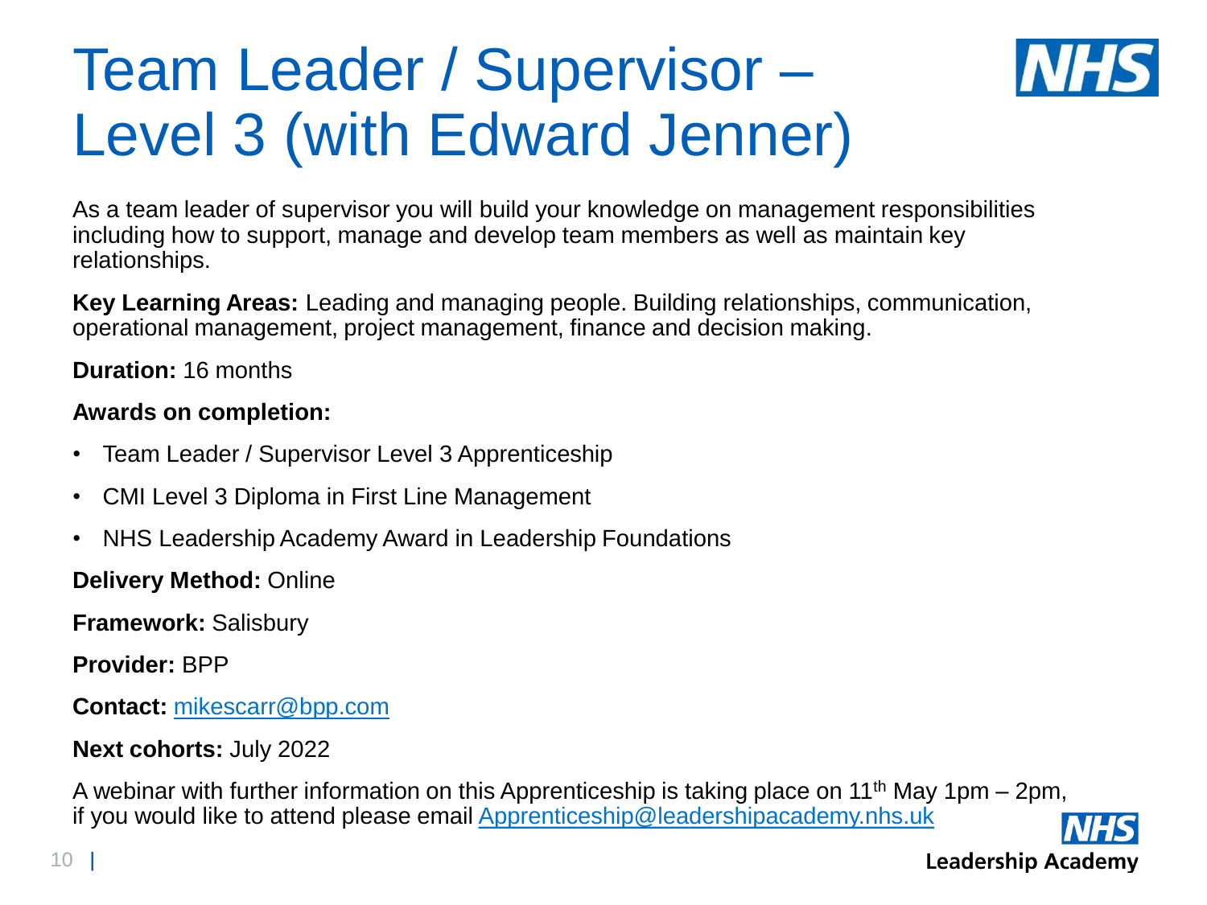# Team Leader / Supervisor – Level 3 (with Edward Jenner)

As a team leader of supervisor you will build your knowledge on management responsibilities including how to support, manage and develop team members as well as maintain key relationships.

**Key Learning Areas:** Leading and managing people. Building relationships, communication, operational management, project management, finance and decision making.

**Duration:** 16 months

**Awards on completion:**

- Team Leader / Supervisor Level 3 Apprenticeship
- CMI Level 3 Diploma in First Line Management
- NHS Leadership Academy Award in Leadership Foundations

**Delivery Method:** Online

**Framework:** Salisbury

**Provider:** BPP

**Contact:** mikescarr@bpp.com

**Next cohorts:** July 2022

A webinar with further information on this Apprenticeship is taking place on 11th May 1pm – 2pm, if you would like to attend please email Apprenticeship@leadershipacademy.nhs.uk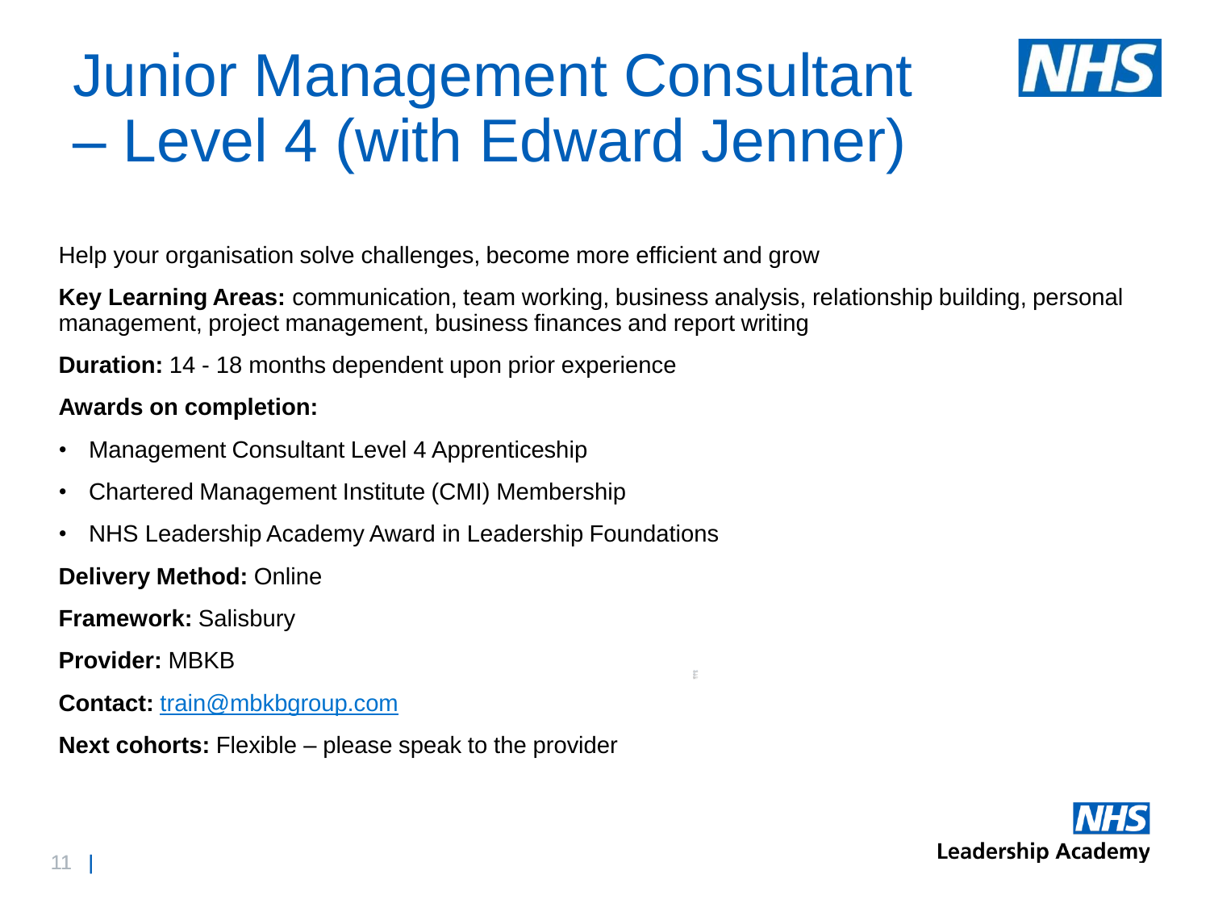# Junior Management Consultant – Level 4 (with Edward Jenner)

Help your organisation solve challenges, become more efficient and grow

**Key Learning Areas:** communication, team working, business analysis, relationship building, personal management, project management, business finances and report writing

**Duration:** 14 - 18 months dependent upon prior experience

**Awards on completion:**

- Management Consultant Level 4 Apprenticeship
- Chartered Management Institute (CMI) Membership
- NHS Leadership Academy Award in Leadership Foundations

**Delivery Method:** Online

**Framework:** Salisbury

**Provider:** MBKB

**Contact:** train@mbkbgroup.com

**Next cohorts:** Flexible – please speak to the provider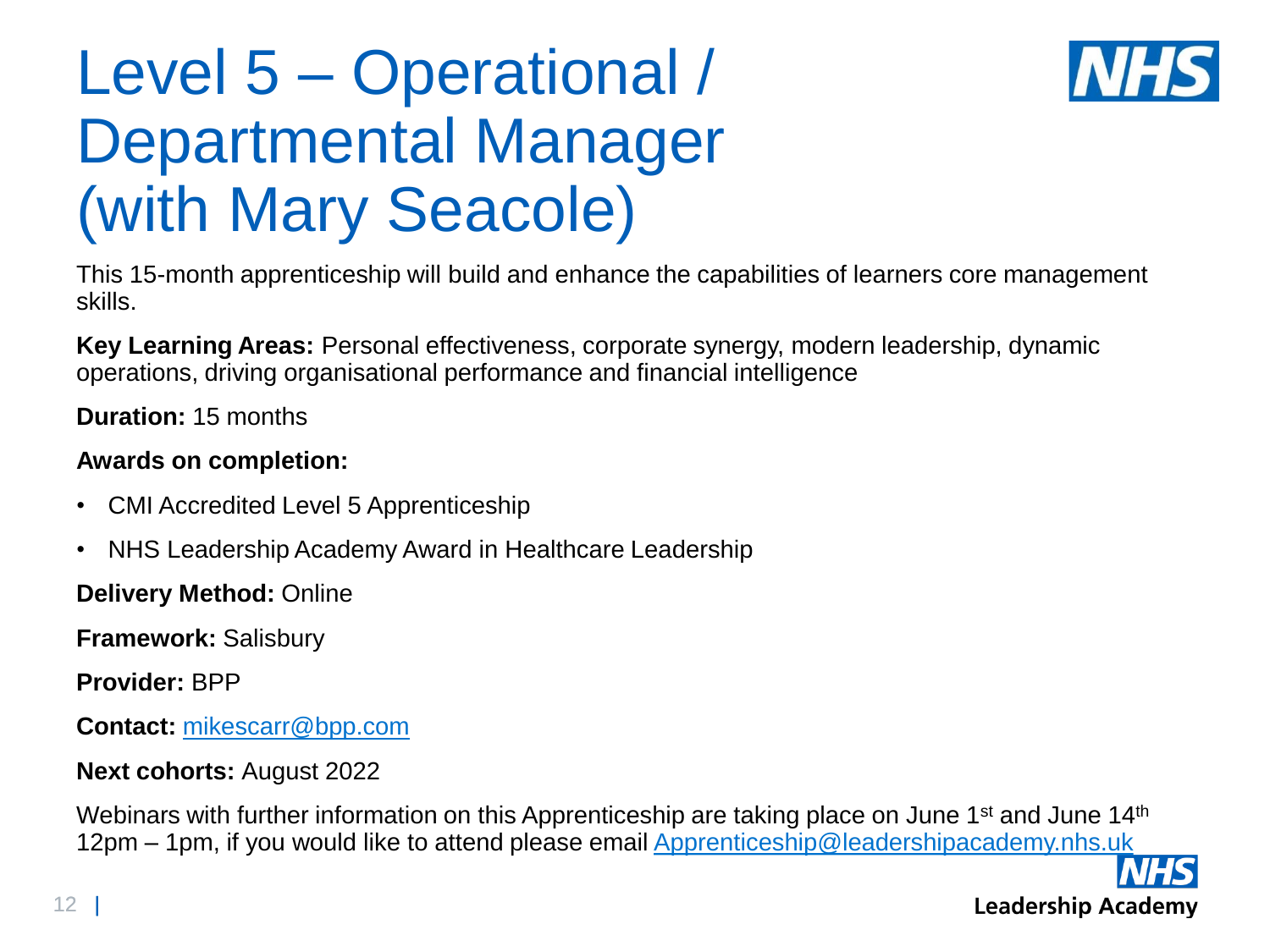# Level 5 – Operational / Departmental Manager (with Mary Seacole)

This 15-month apprenticeship will build and enhance the capabilities of learners core management skills.

**Key Learning Areas:** Personal effectiveness, corporate synergy, modern leadership, dynamic operations, driving organisational performance and financial intelligence

**Duration:** 15 months

**Awards on completion:**

- CMI Accredited Level 5 Apprenticeship
- NHS Leadership Academy Award in Healthcare Leadership

**Delivery Method:** Online

**Framework:** Salisbury

**Provider:** BPP

**Contact:** mikescarr@bpp.com

**Next cohorts:** August 2022

Webinars with further information on this Apprenticeship are taking place on June 1st and June 14th 12pm – 1pm, if you would like to attend please email Apprenticeship@leadershipacademy.nhs.uk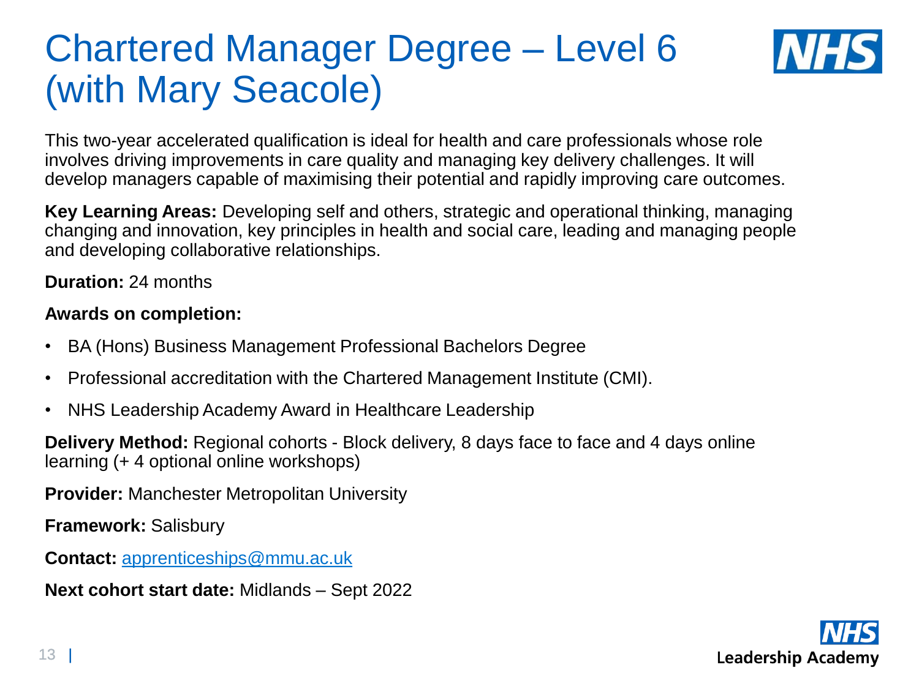# Chartered Manager Degree – Level 6 (with Mary Seacole)

This two-year accelerated qualification is ideal for health and care professionals whose role involves driving improvements in care quality and managing key delivery challenges. It will develop managers capable of maximising their potential and rapidly improving care outcomes.

**Key Learning Areas:** Developing self and others, strategic and operational thinking, managing changing and innovation, key principles in health and social care, leading and managing people and developing collaborative relationships.

**Duration:** 24 months

**Awards on completion:**

- BA (Hons) Business Management Professional Bachelors Degree
- Professional accreditation with the Chartered Management Institute (CMI).
- NHS Leadership Academy Award in Healthcare Leadership

**Delivery Method:** Regional cohorts - Block delivery, 8 days face to face and 4 days online learning (+ 4 optional online workshops)

**Provider:** Manchester Metropolitan University

**Framework:** Salisbury

**Contact:** apprenticeships@mmu.ac.uk

**Next cohort start date:** Midlands – Sept 2022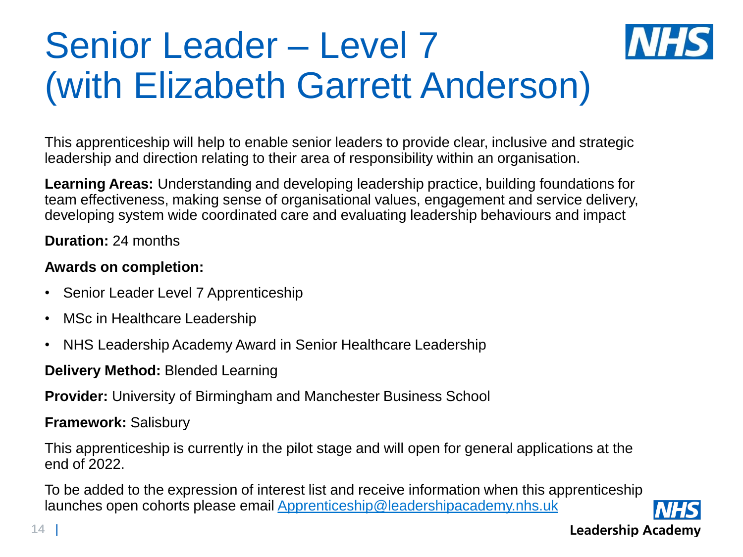# Senior Leader – Level 7 (with Elizabeth Garrett Anderson)

This apprenticeship will help to enable senior leaders to provide clear, inclusive and strategic leadership and direction relating to their area of responsibility within an organisation.

**Learning Areas:** Understanding and developing leadership practice, building foundations for team effectiveness, making sense of organisational values, engagement and service delivery, developing system wide coordinated care and evaluating leadership behaviours and impact

**Duration:** 24 months

**Awards on completion:**

- Senior Leader Level 7 Apprenticeship
- MSc in Healthcare Leadership
- NHS Leadership Academy Award in Senior Healthcare Leadership

**Delivery Method:** Blended Learning

**Provider:** University of Birmingham and Manchester Business School

**Framework:** Salisbury

This apprenticeship is currently in the pilot stage and will open for general applications at the end of 2022.

To be added to the expression of interest list and receive information when this apprenticeship launches open cohorts please email Apprenticeship@leadershipacademy.nhs.uk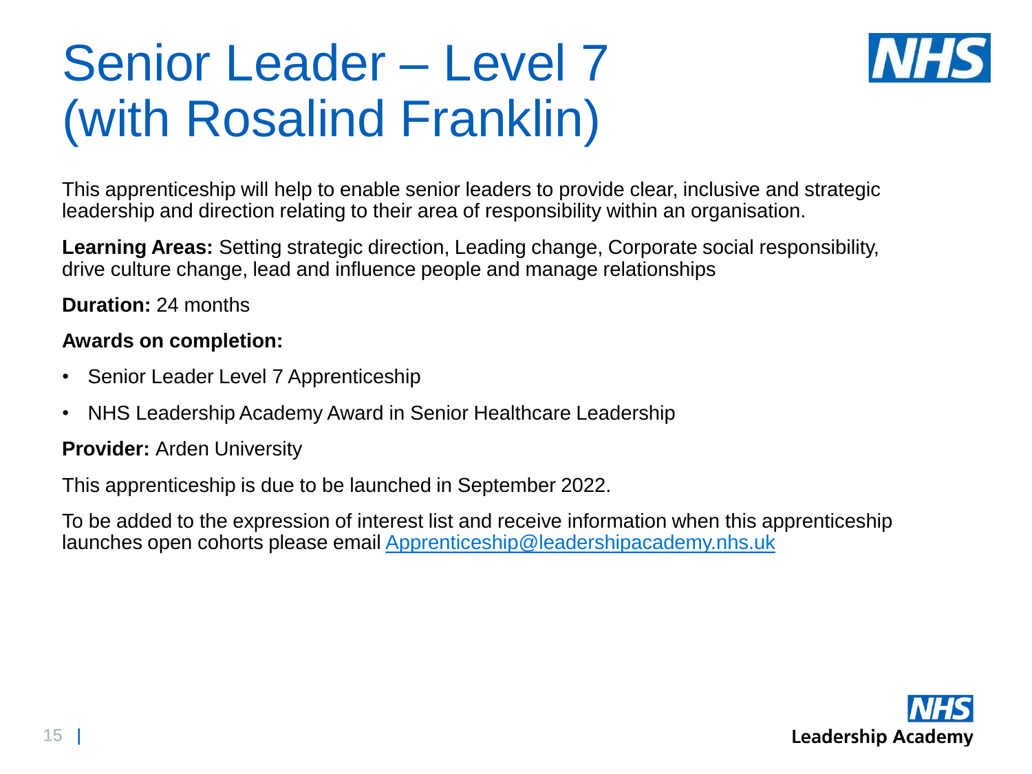# Senior Leader – Level 7 (with Rosalind Franklin)

This apprenticeship will help to enable senior leaders to provide clear, inclusive and strategic leadership and direction relating to their area of responsibility within an organisation.

**Learning Areas:** Setting strategic direction, Leading change, Corporate social responsibility, drive culture change, lead and influence people and manage relationships

**Duration:** 24 months

**Awards on completion:**

- Senior Leader Level 7 Apprenticeship
- NHS Leadership Academy Award in Senior Healthcare Leadership

**Provider:** Arden University

This apprenticeship is due to be launched in September 2022.

To be added to the expression of interest list and receive information when this apprenticeship launches open cohorts please email Apprenticeship@leadershipacademy.nhs.uk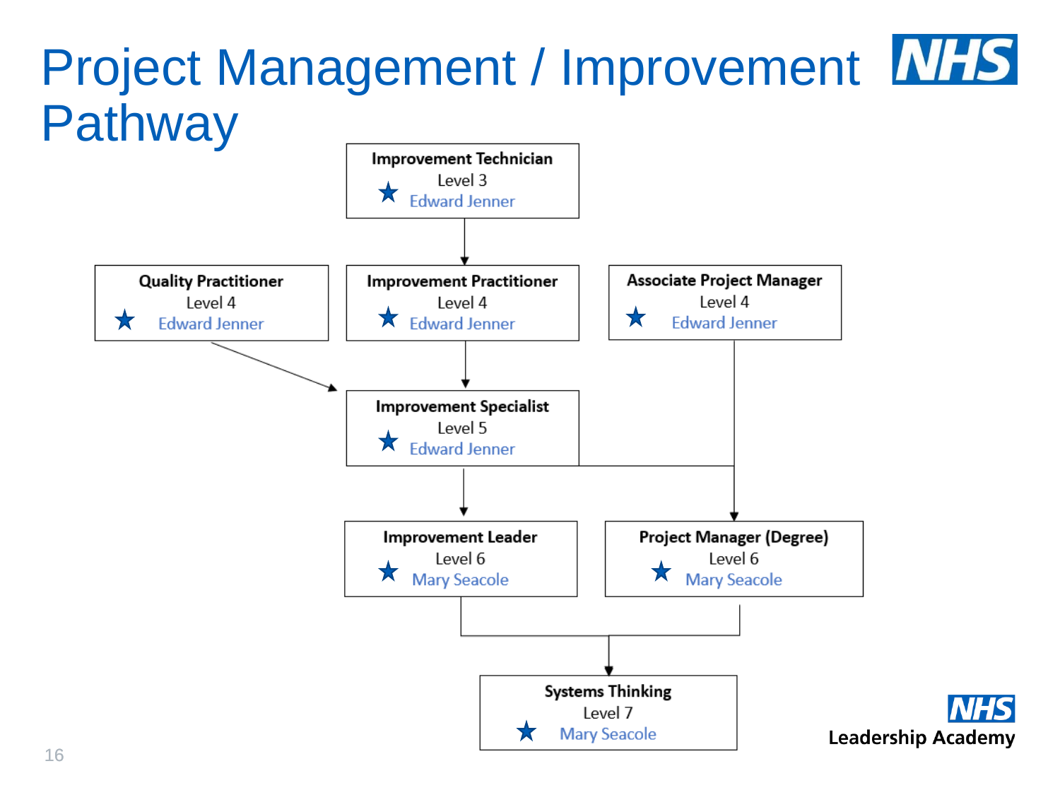# Project Management / Improvement Pathway

**Improvement Technician**
Level 3
★ Edward Jenner

**Quality Practitioner**
Level 4
★ Edward Jenner

**Improvement Practitioner**
Level 4
★ Edward Jenner

**Associate Project Manager**
Level 4
★ Edward Jenner

**Improvement Specialist**
Level 5
★ Edward Jenner

**Improvement Leader**
Level 6
★ Mary Seacole

**Project Manager (Degree)**
Level 6
★ Mary Seacole

**Systems Thinking**
Level 7
★ Mary Seacole

NHS Leadership Academy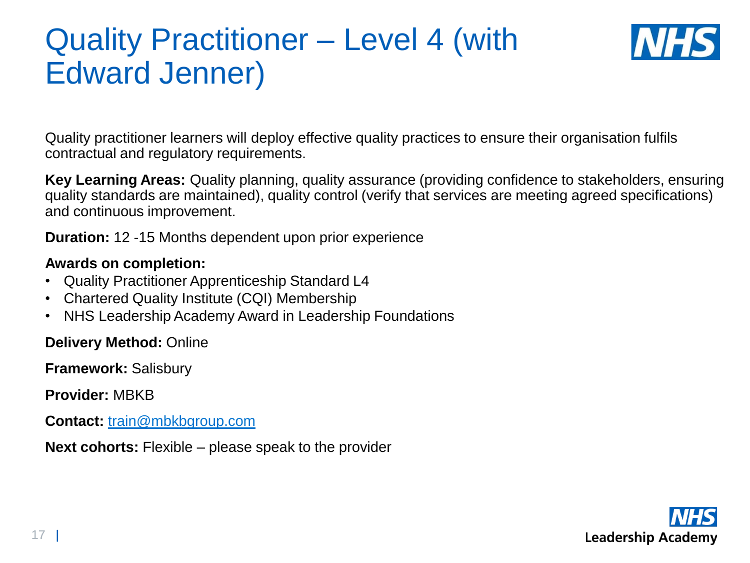# Quality Practitioner – Level 4 (with Edward Jenner)

Quality practitioner learners will deploy effective quality practices to ensure their organisation fulfils contractual and regulatory requirements.

**Key Learning Areas:** Quality planning, quality assurance (providing confidence to stakeholders, ensuring quality standards are maintained), quality control (verify that services are meeting agreed specifications) and continuous improvement.

**Duration:** 12 -15 Months dependent upon prior experience

**Awards on completion:**

- Quality Practitioner Apprenticeship Standard L4
- Chartered Quality Institute (CQI) Membership
- NHS Leadership Academy Award in Leadership Foundations

**Delivery Method:** Online

**Framework:** Salisbury

**Provider:** MBKB

**Contact:** train@mbkbgroup.com

**Next cohorts:** Flexible – please speak to the provider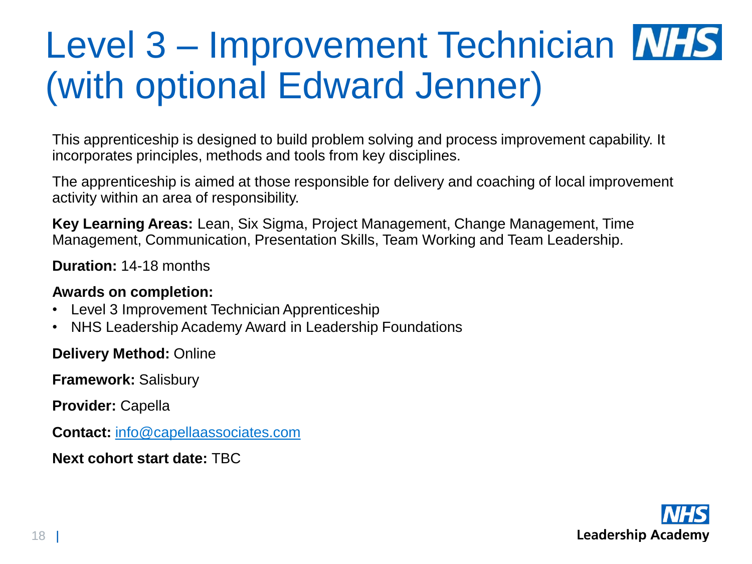# Level 3 – Improvement Technician (with optional Edward Jenner)

This apprenticeship is designed to build problem solving and process improvement capability. It incorporates principles, methods and tools from key disciplines.

The apprenticeship is aimed at those responsible for delivery and coaching of local improvement activity within an area of responsibility.

**Key Learning Areas:** Lean, Six Sigma, Project Management, Change Management, Time Management, Communication, Presentation Skills, Team Working and Team Leadership.

**Duration:** 14-18 months

**Awards on completion:**

- Level 3 Improvement Technician Apprenticeship
- NHS Leadership Academy Award in Leadership Foundations

**Delivery Method:** Online

**Framework:** Salisbury

**Provider:** Capella

**Contact:** info@capellaassociates.com

**Next cohort start date:** TBC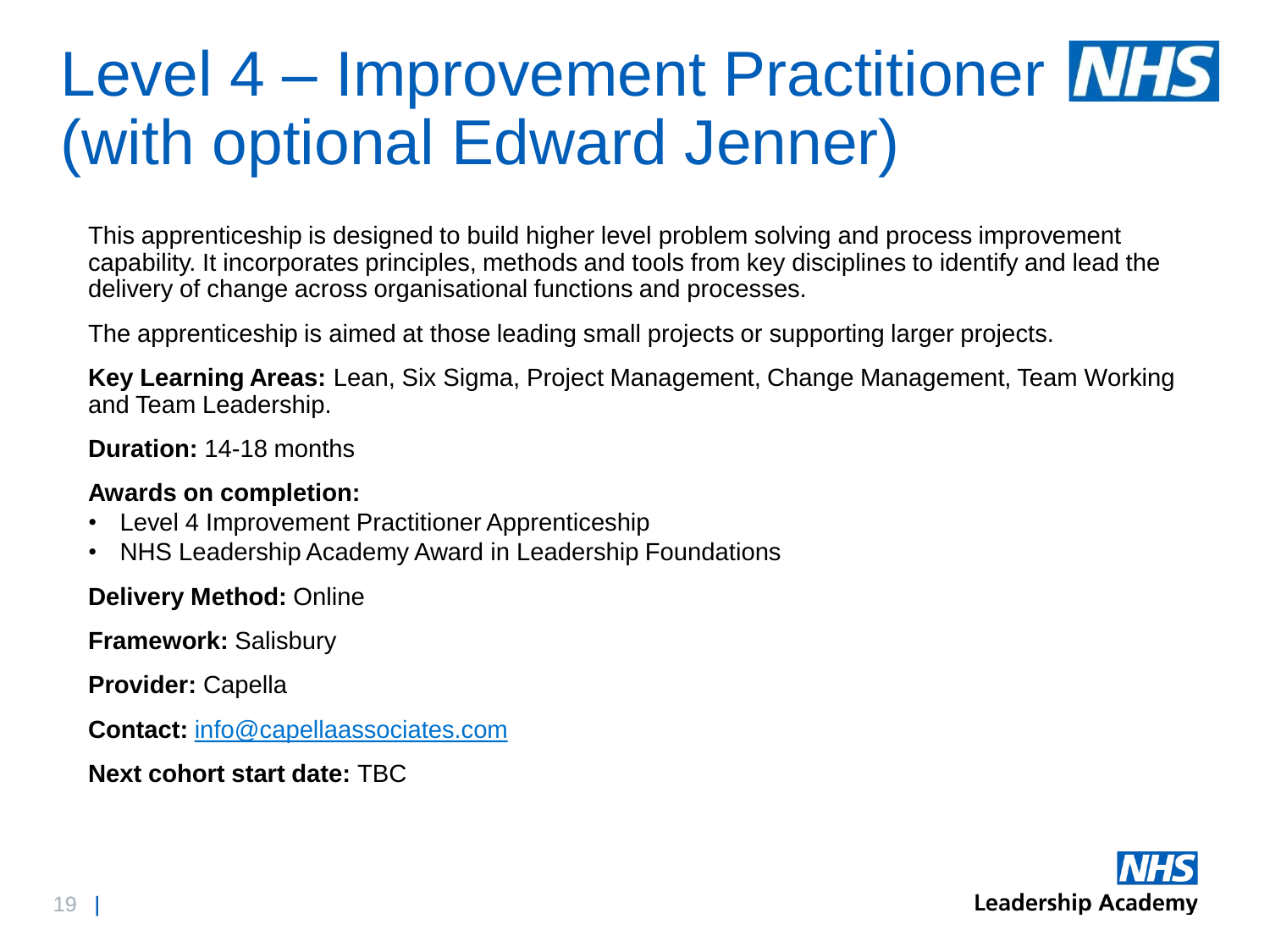# Level 4 – Improvement Practitioner (with optional Edward Jenner)

This apprenticeship is designed to build higher level problem solving and process improvement capability. It incorporates principles, methods and tools from key disciplines to identify and lead the delivery of change across organisational functions and processes.

The apprenticeship is aimed at those leading small projects or supporting larger projects.

**Key Learning Areas:** Lean, Six Sigma, Project Management, Change Management, Team Working and Team Leadership.

**Duration:** 14-18 months

**Awards on completion:**

- Level 4 Improvement Practitioner Apprenticeship
- NHS Leadership Academy Award in Leadership Foundations

**Delivery Method:** Online

**Framework:** Salisbury

**Provider:** Capella

**Contact:** info@capellaassociates.com

**Next cohort start date:** TBC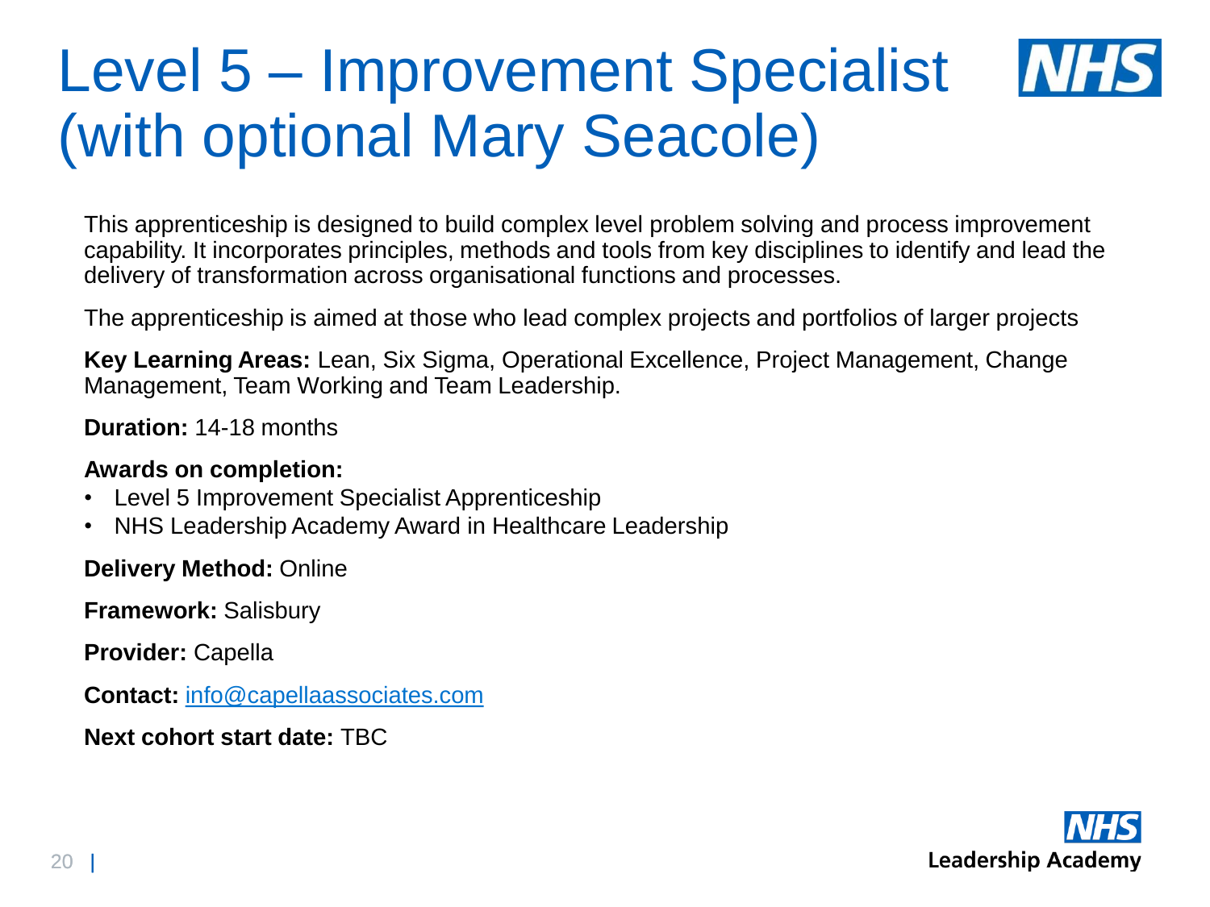# Level 5 – Improvement Specialist (with optional Mary Seacole)

This apprenticeship is designed to build complex level problem solving and process improvement capability. It incorporates principles, methods and tools from key disciplines to identify and lead the delivery of transformation across organisational functions and processes.

The apprenticeship is aimed at those who lead complex projects and portfolios of larger projects

**Key Learning Areas:** Lean, Six Sigma, Operational Excellence, Project Management, Change Management, Team Working and Team Leadership.

**Duration:** 14-18 months

**Awards on completion:**

- Level 5 Improvement Specialist Apprenticeship
- NHS Leadership Academy Award in Healthcare Leadership

**Delivery Method:** Online

**Framework:** Salisbury

**Provider:** Capella

**Contact:** info@capellaassociates.com

**Next cohort start date:** TBC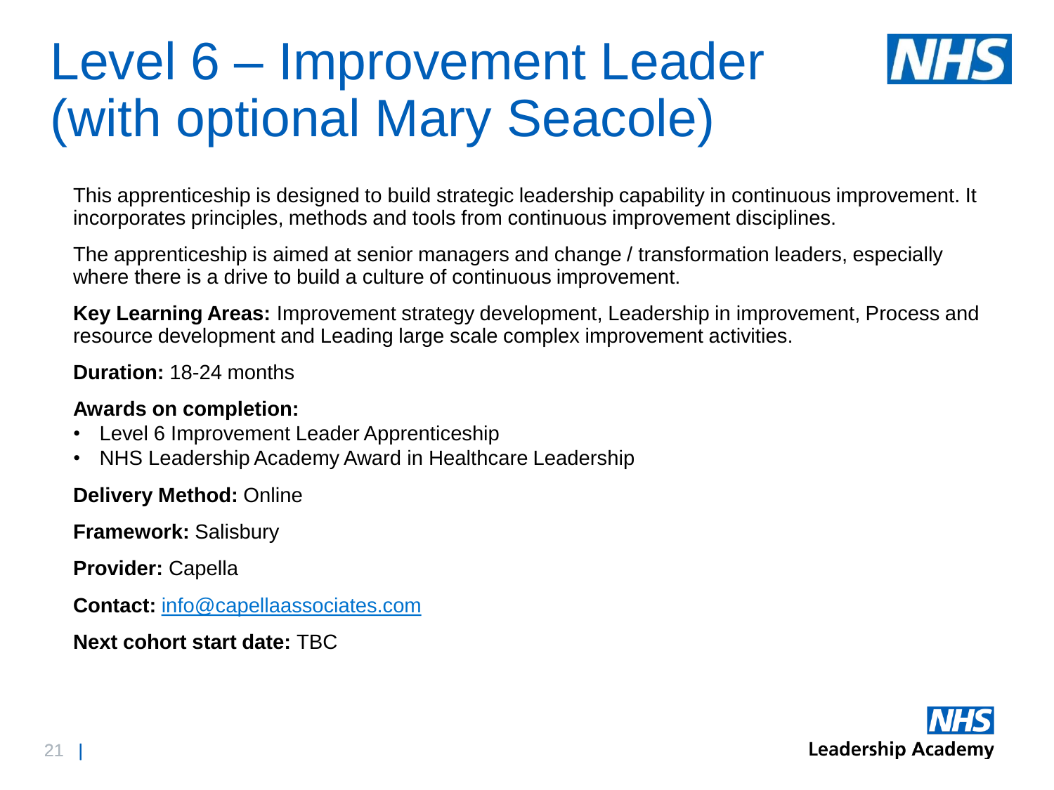# Level 6 – Improvement Leader (with optional Mary Seacole)

This apprenticeship is designed to build strategic leadership capability in continuous improvement. It incorporates principles, methods and tools from continuous improvement disciplines.

The apprenticeship is aimed at senior managers and change / transformation leaders, especially where there is a drive to build a culture of continuous improvement.

**Key Learning Areas:** Improvement strategy development, Leadership in improvement, Process and resource development and Leading large scale complex improvement activities.

**Duration:** 18-24 months

**Awards on completion:**

- Level 6 Improvement Leader Apprenticeship
- NHS Leadership Academy Award in Healthcare Leadership

**Delivery Method:** Online

**Framework:** Salisbury

**Provider:** Capella

**Contact:** info@capellaassociates.com

**Next cohort start date:** TBC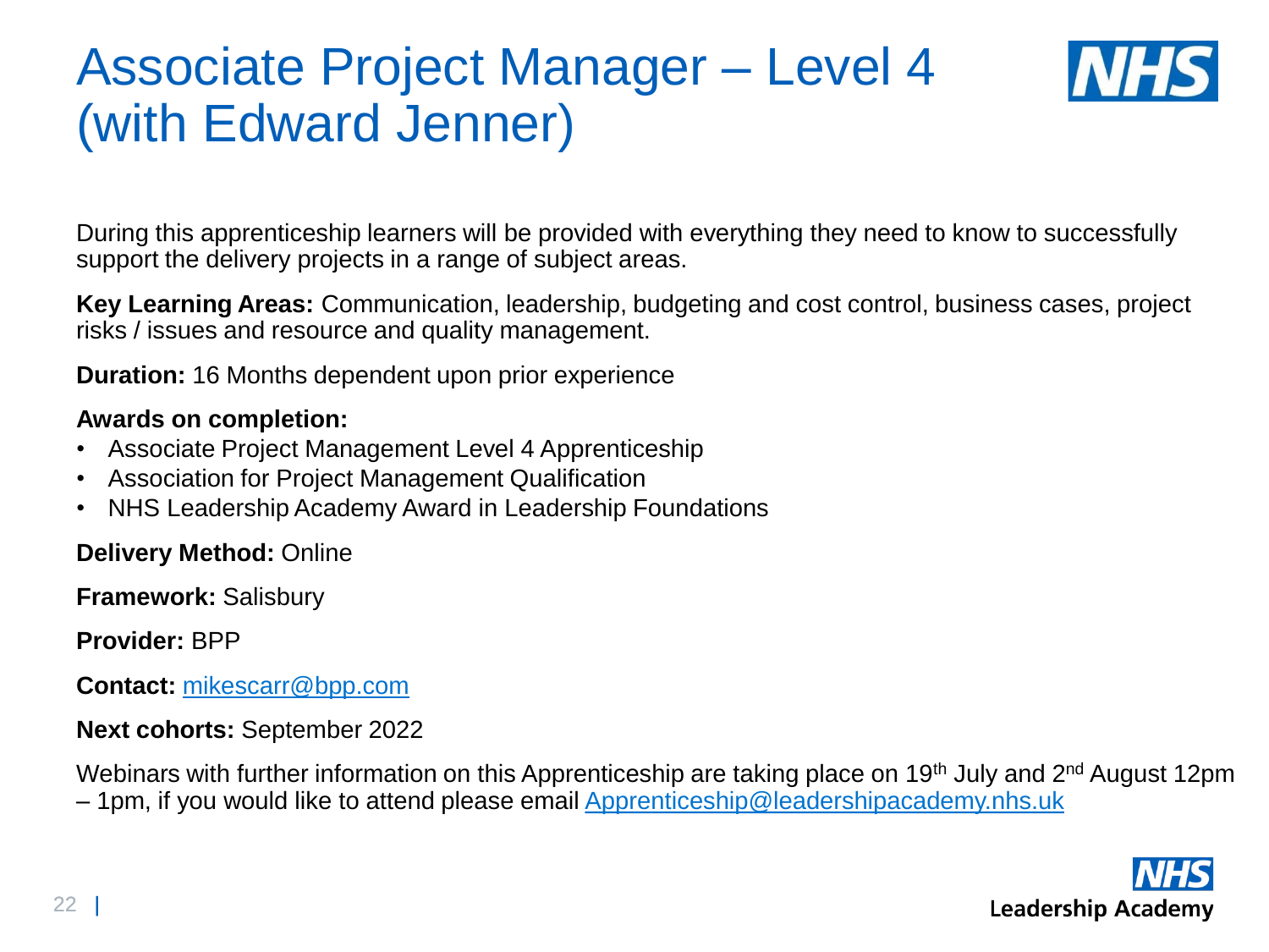# Associate Project Manager – Level 4 (with Edward Jenner)

During this apprenticeship learners will be provided with everything they need to know to successfully support the delivery projects in a range of subject areas.

**Key Learning Areas:** Communication, leadership, budgeting and cost control, business cases, project risks / issues and resource and quality management.

**Duration:** 16 Months dependent upon prior experience

**Awards on completion:**

- Associate Project Management Level 4 Apprenticeship
- Association for Project Management Qualification
- NHS Leadership Academy Award in Leadership Foundations

**Delivery Method:** Online

**Framework:** Salisbury

**Provider:** BPP

**Contact:** mikescarr@bpp.com

**Next cohorts:** September 2022

Webinars with further information on this Apprenticeship are taking place on 19th July and 2nd August 12pm – 1pm, if you would like to attend please email Apprenticeship@leadershipacademy.nhs.uk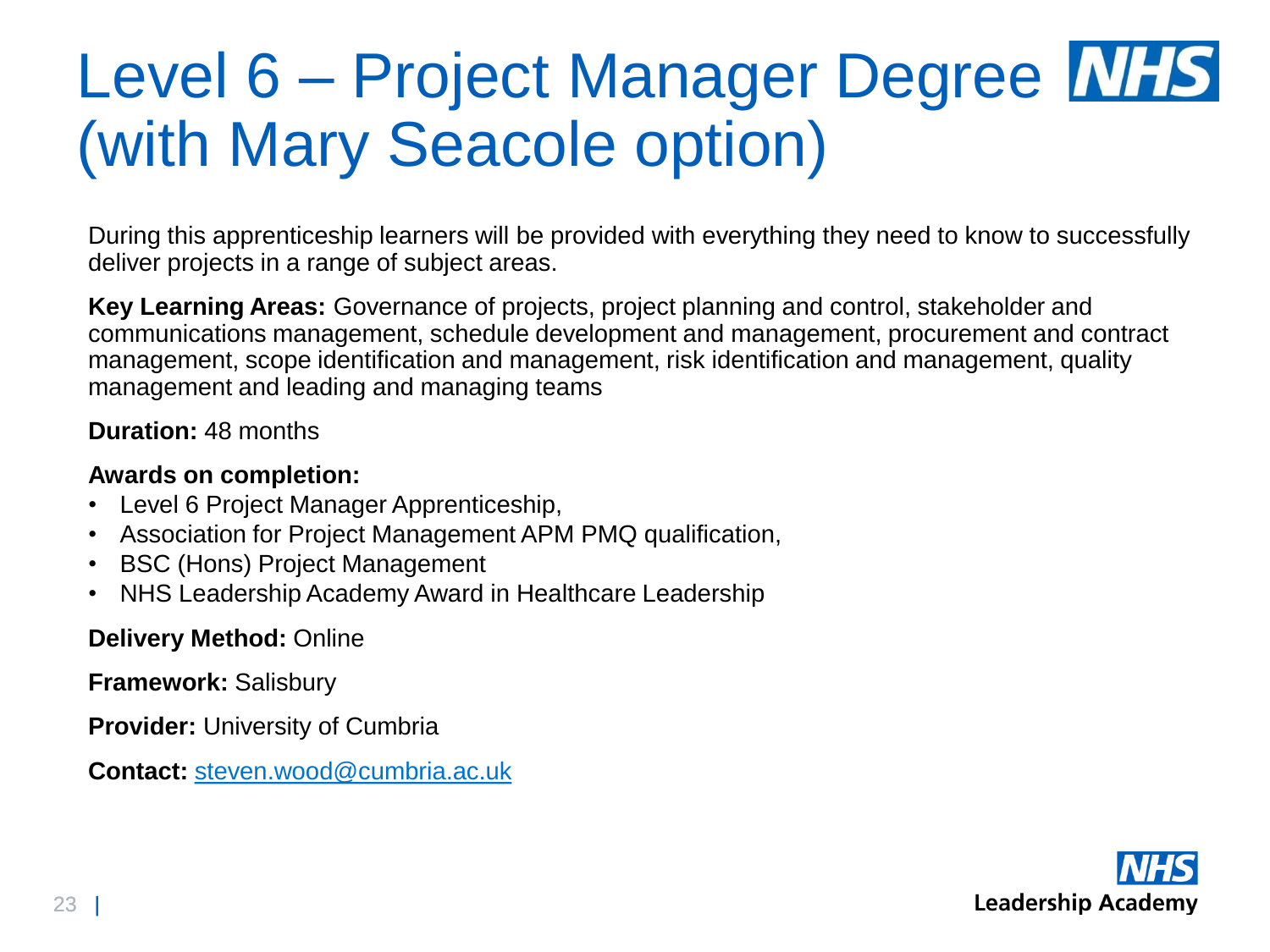# Level 6 – Project Manager Degree (with Mary Seacole option)

During this apprenticeship learners will be provided with everything they need to know to successfully deliver projects in a range of subject areas.

**Key Learning Areas:** Governance of projects, project planning and control, stakeholder and communications management, schedule development and management, procurement and contract management, scope identification and management, risk identification and management, quality management and leading and managing teams

**Duration:** 48 months

**Awards on completion:**

- Level 6 Project Manager Apprenticeship,
- Association for Project Management APM PMQ qualification,
- BSC (Hons) Project Management
- NHS Leadership Academy Award in Healthcare Leadership

**Delivery Method:** Online

**Framework:** Salisbury

**Provider:** University of Cumbria

**Contact:** steven.wood@cumbria.ac.uk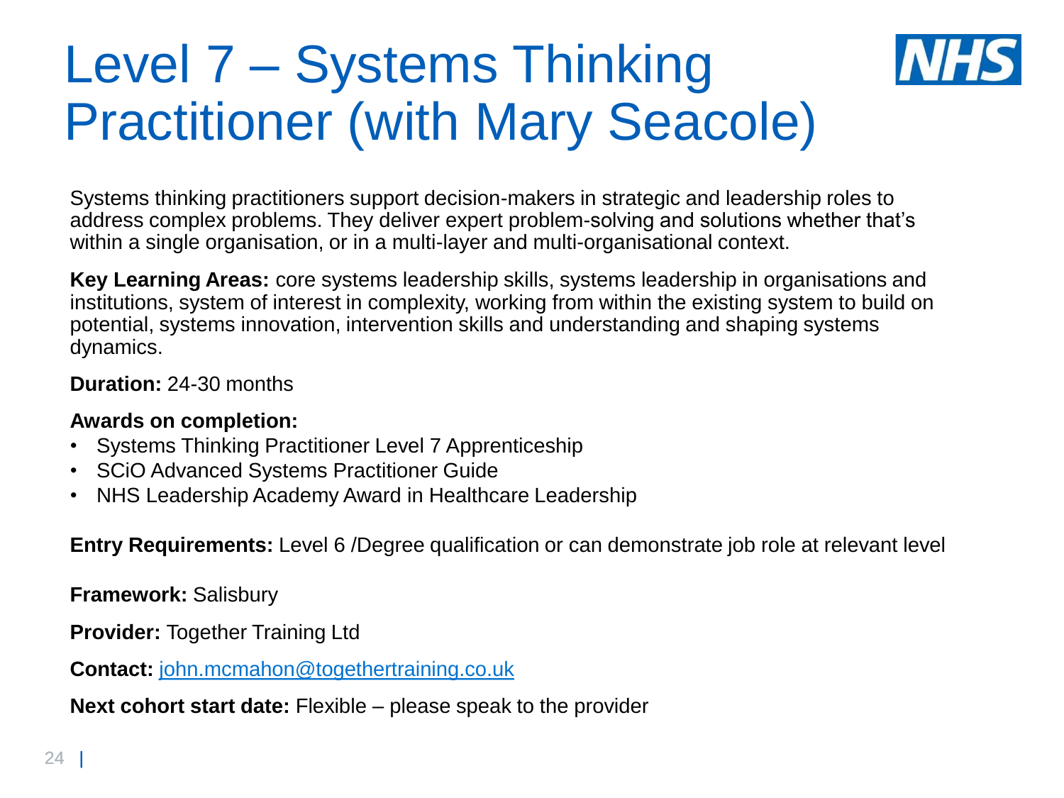# Level 7 – Systems Thinking Practitioner (with Mary Seacole)

Systems thinking practitioners support decision-makers in strategic and leadership roles to address complex problems. They deliver expert problem-solving and solutions whether that's within a single organisation, or in a multi-layer and multi-organisational context.

**Key Learning Areas:** core systems leadership skills, systems leadership in organisations and institutions, system of interest in complexity, working from within the existing system to build on potential, systems innovation, intervention skills and understanding and shaping systems dynamics.

**Duration:** 24-30 months

**Awards on completion:**

- Systems Thinking Practitioner Level 7 Apprenticeship
- SCiO Advanced Systems Practitioner Guide
- NHS Leadership Academy Award in Healthcare Leadership

**Entry Requirements:** Level 6 /Degree qualification or can demonstrate job role at relevant level

**Framework:** Salisbury

**Provider:** Together Training Ltd

**Contact:** john.mcmahon@togethertraining.co.uk

**Next cohort start date:** Flexible – please speak to the provider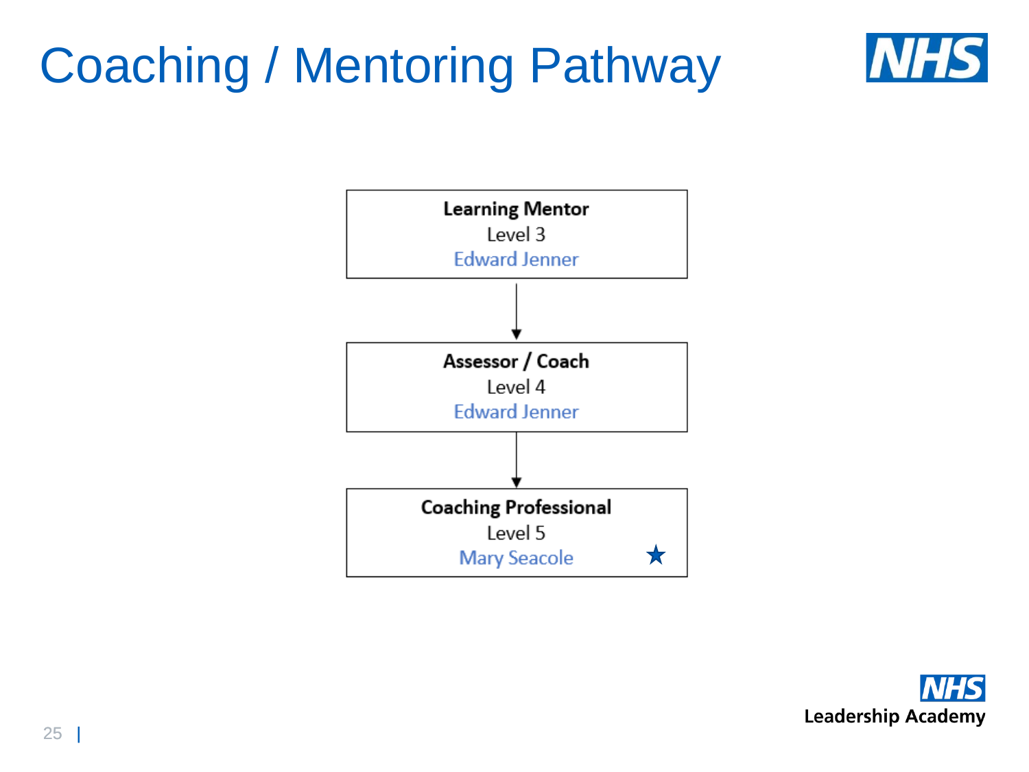# Coaching / Mentoring Pathway

**Learning Mentor**
Level 3
Edward Jenner

↓

**Assessor / Coach**
Level 4
Edward Jenner

↓

**Coaching Professional**
Level 5
Mary Seacole ★

NHS Leadership Academy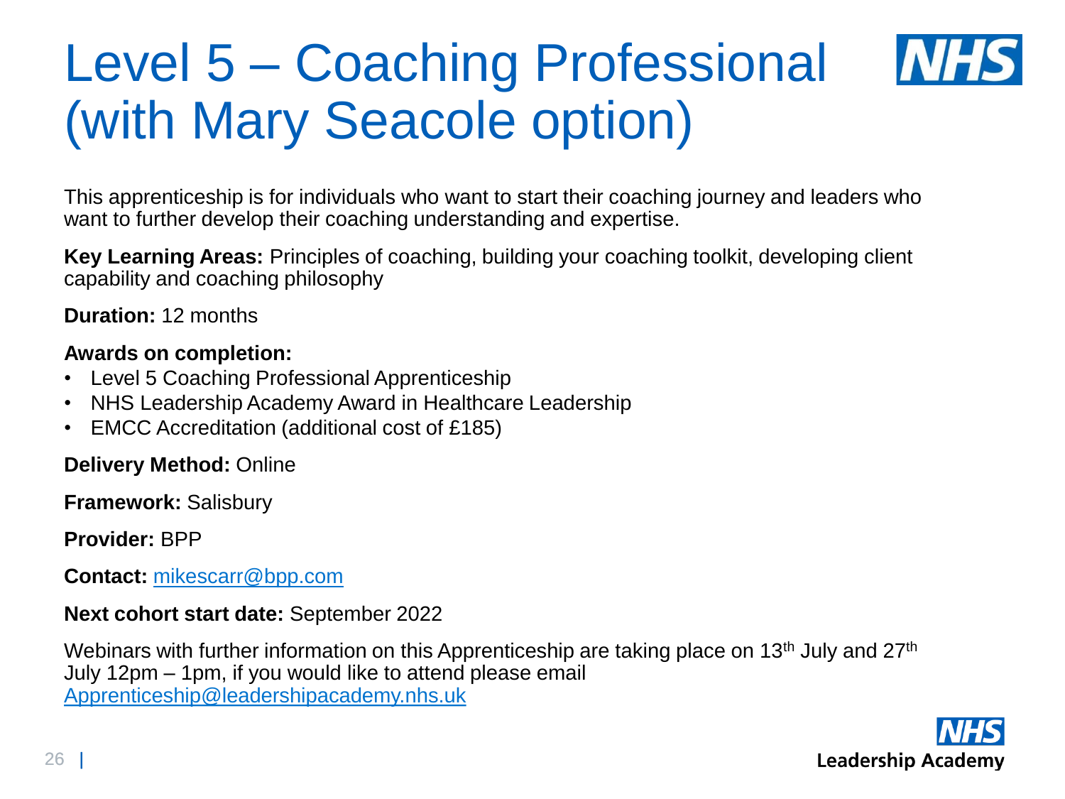# Level 5 – Coaching Professional (with Mary Seacole option)

This apprenticeship is for individuals who want to start their coaching journey and leaders who want to further develop their coaching understanding and expertise.

**Key Learning Areas:** Principles of coaching, building your coaching toolkit, developing client capability and coaching philosophy

**Duration:** 12 months

**Awards on completion:**

- Level 5 Coaching Professional Apprenticeship
- NHS Leadership Academy Award in Healthcare Leadership
- EMCC Accreditation (additional cost of £185)

**Delivery Method:** Online

**Framework:** Salisbury

**Provider:** BPP

**Contact:** mikescarr@bpp.com

**Next cohort start date:** September 2022

Webinars with further information on this Apprenticeship are taking place on 13th July and 27th July 12pm – 1pm, if you would like to attend please email Apprenticeship@leadershipacademy.nhs.uk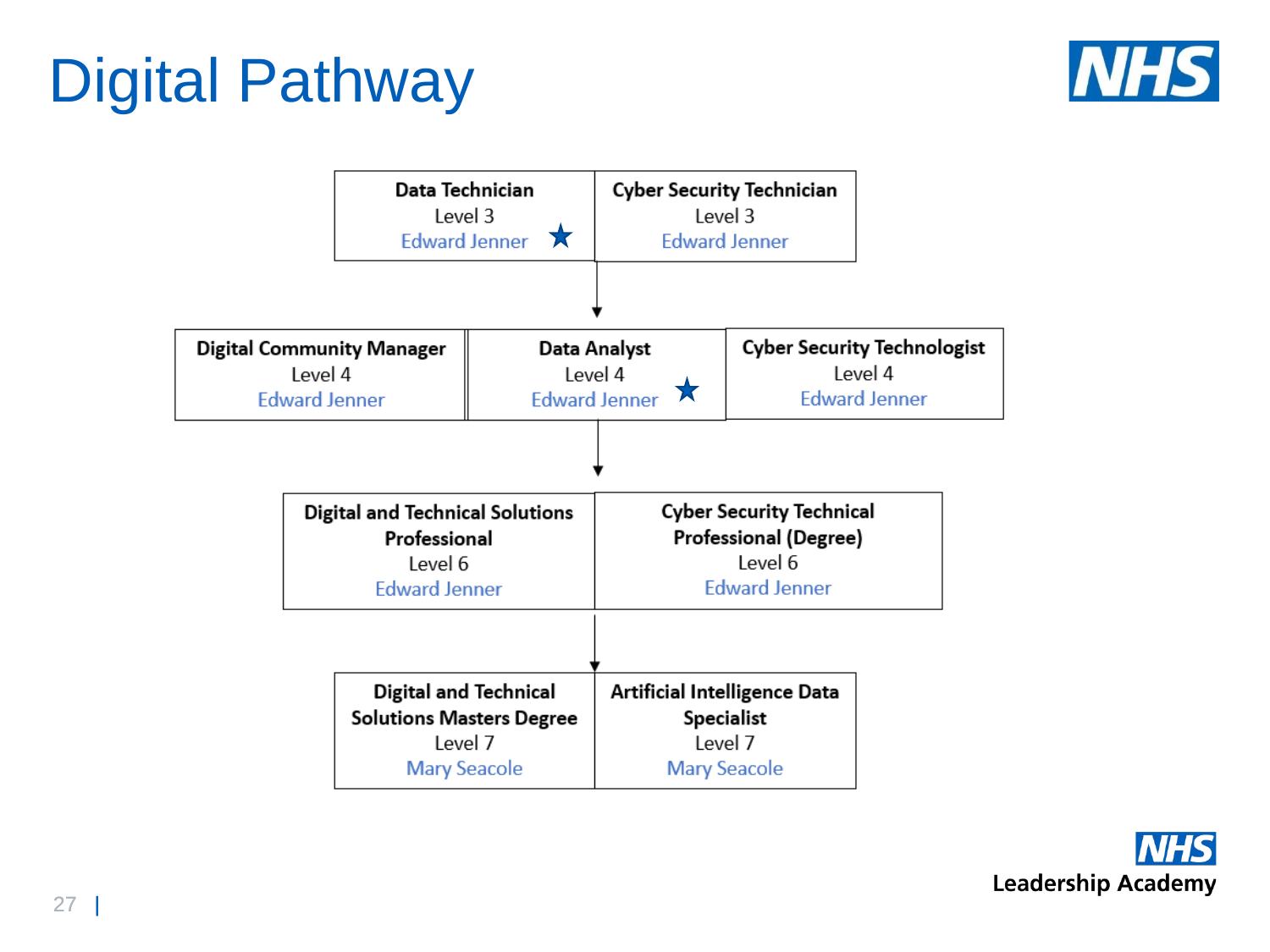# Digital Pathway

**Data Technician**
Level 3
Edward Jenner ★

**Cyber Security Technician**
Level 3
Edward Jenner

↓

**Digital Community Manager**
Level 4
Edward Jenner

**Data Analyst**
Level 4
Edward Jenner ★

**Cyber Security Technologist**
Level 4
Edward Jenner

↓

**Digital and Technical Solutions Professional**
Level 6
Edward Jenner

**Cyber Security Technical Professional (Degree)**
Level 6
Edward Jenner

↓

**Digital and Technical Solutions Masters Degree**
Level 7
Mary Seacole

**Artificial Intelligence Data Specialist**
Level 7
Mary Seacole

NHS Leadership Academy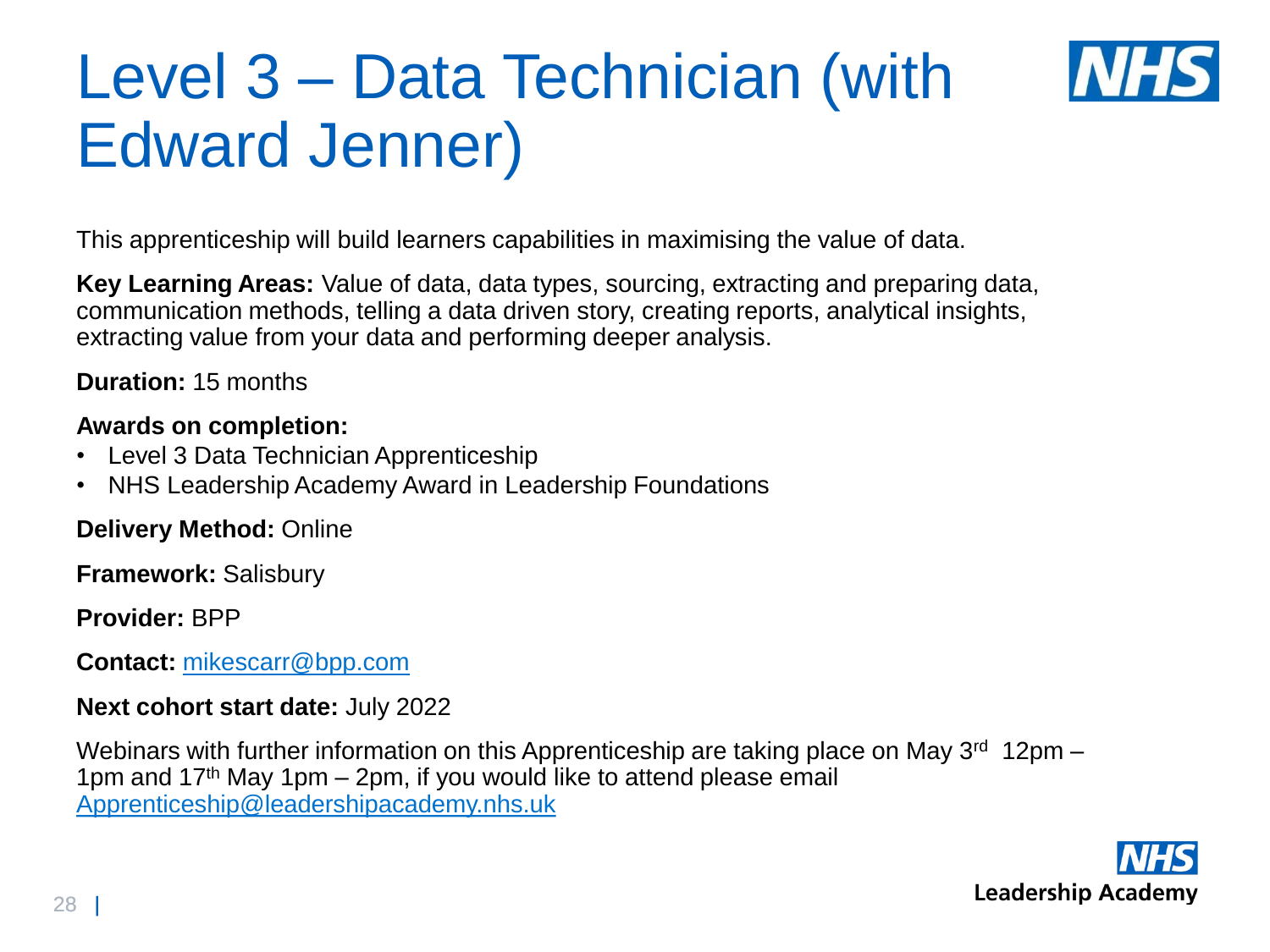# Level 3 – Data Technician (with Edward Jenner)

This apprenticeship will build learners capabilities in maximising the value of data.

**Key Learning Areas:** Value of data, data types, sourcing, extracting and preparing data, communication methods, telling a data driven story, creating reports, analytical insights, extracting value from your data and performing deeper analysis.

**Duration:** 15 months

**Awards on completion:**

- Level 3 Data Technician Apprenticeship
- NHS Leadership Academy Award in Leadership Foundations

**Delivery Method:** Online

**Framework:** Salisbury

**Provider:** BPP

**Contact:** mikescarr@bpp.com

**Next cohort start date:** July 2022

Webinars with further information on this Apprenticeship are taking place on May 3rd 12pm – 1pm and 17th May 1pm – 2pm, if you would like to attend please email Apprenticeship@leadershipacademy.nhs.uk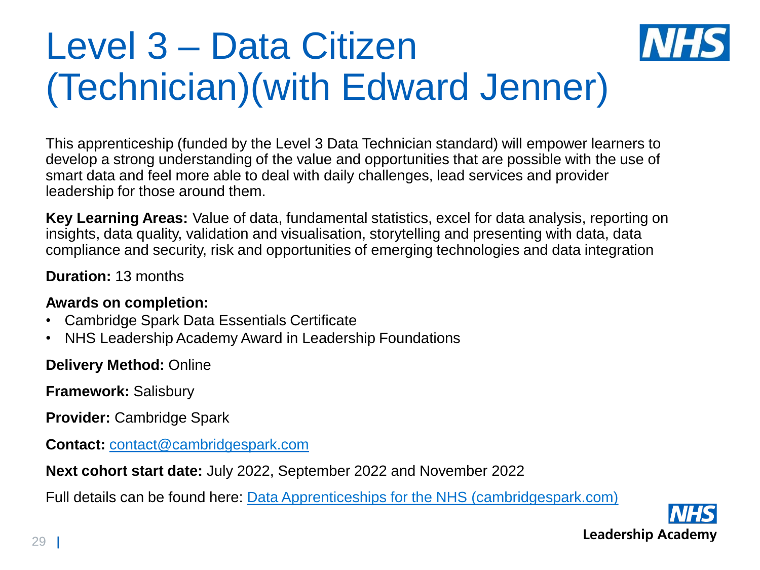# Level 3 – Data Citizen (Technician)(with Edward Jenner)

This apprenticeship (funded by the Level 3 Data Technician standard) will empower learners to develop a strong understanding of the value and opportunities that are possible with the use of smart data and feel more able to deal with daily challenges, lead services and provider leadership for those around them.

**Key Learning Areas:** Value of data, fundamental statistics, excel for data analysis, reporting on insights, data quality, validation and visualisation, storytelling and presenting with data, data compliance and security, risk and opportunities of emerging technologies and data integration

**Duration:** 13 months

**Awards on completion:**

- Cambridge Spark Data Essentials Certificate
- NHS Leadership Academy Award in Leadership Foundations

**Delivery Method:** Online

**Framework:** Salisbury

**Provider:** Cambridge Spark

**Contact:** contact@cambridgespark.com

**Next cohort start date:** July 2022, September 2022 and November 2022

Full details can be found here: Data Apprenticeships for the NHS (cambridgespark.com)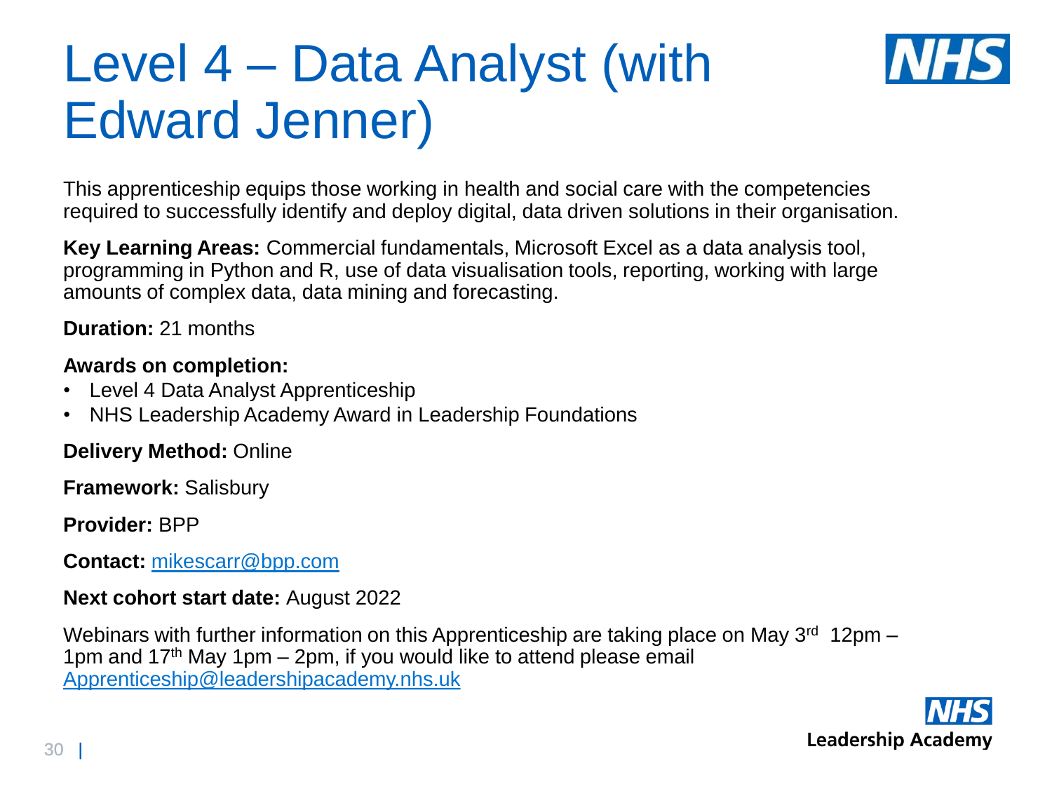# Level 4 – Data Analyst (with Edward Jenner)

This apprenticeship equips those working in health and social care with the competencies required to successfully identify and deploy digital, data driven solutions in their organisation.

**Key Learning Areas:** Commercial fundamentals, Microsoft Excel as a data analysis tool, programming in Python and R, use of data visualisation tools, reporting, working with large amounts of complex data, data mining and forecasting.

**Duration:** 21 months

**Awards on completion:**

- Level 4 Data Analyst Apprenticeship
- NHS Leadership Academy Award in Leadership Foundations

**Delivery Method:** Online

**Framework:** Salisbury

**Provider:** BPP

**Contact:** mikescarr@bpp.com

**Next cohort start date:** August 2022

Webinars with further information on this Apprenticeship are taking place on May 3rd 12pm – 1pm and 17th May 1pm – 2pm, if you would like to attend please email Apprenticeship@leadershipacademy.nhs.uk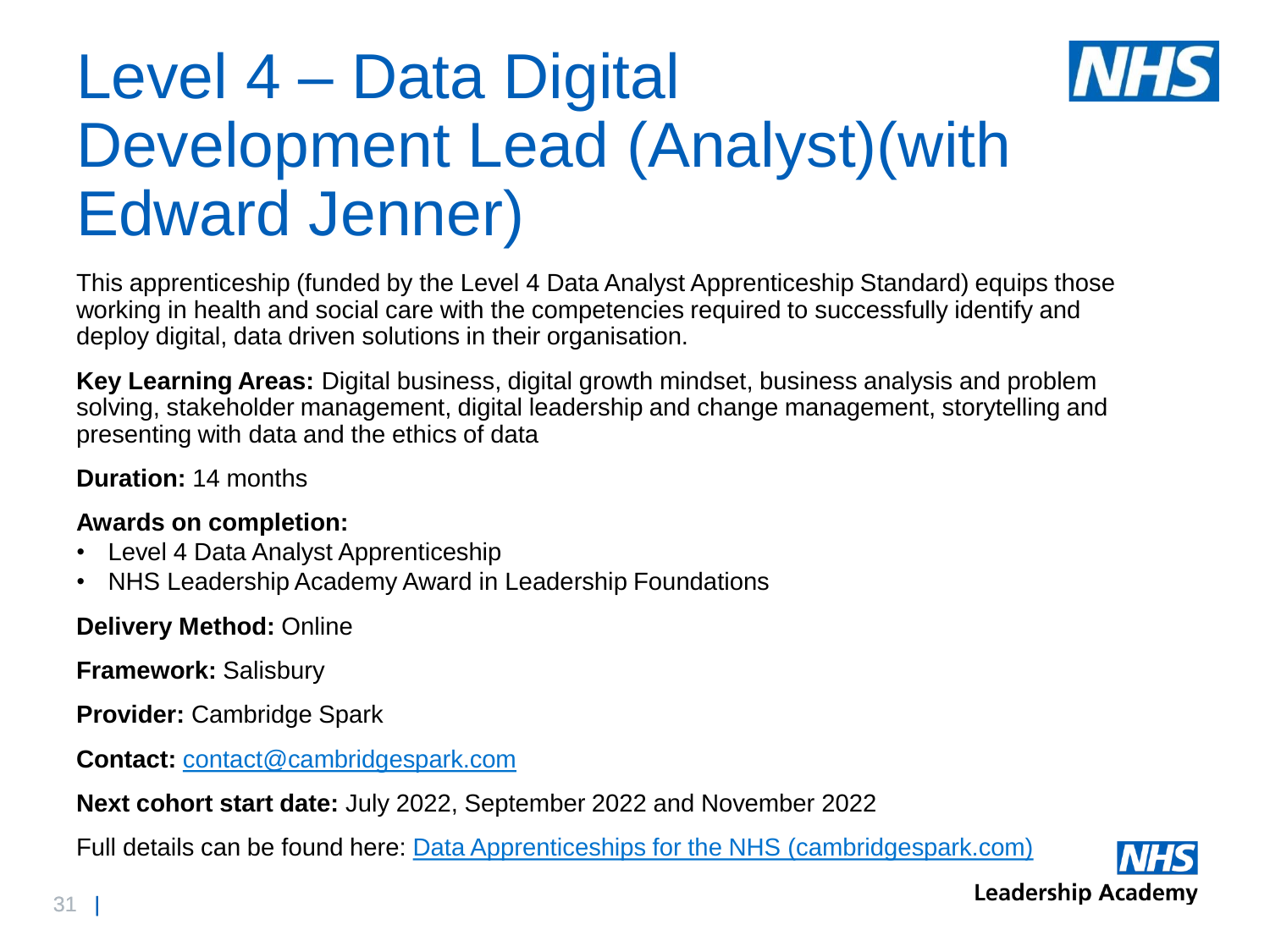# Level 4 – Data Digital Development Lead (Analyst)(with Edward Jenner)

This apprenticeship (funded by the Level 4 Data Analyst Apprenticeship Standard) equips those working in health and social care with the competencies required to successfully identify and deploy digital, data driven solutions in their organisation.

**Key Learning Areas:** Digital business, digital growth mindset, business analysis and problem solving, stakeholder management, digital leadership and change management, storytelling and presenting with data and the ethics of data

**Duration:** 14 months

**Awards on completion:**

- Level 4 Data Analyst Apprenticeship
- NHS Leadership Academy Award in Leadership Foundations

**Delivery Method:** Online

**Framework:** Salisbury

**Provider:** Cambridge Spark

**Contact:** [contact@cambridgespark.com](mailto:contact@cambridgespark.com)

**Next cohort start date:** July 2022, September 2022 and November 2022

Full details can be found here: [Data Apprenticeships for the NHS (cambridgespark.com)](https://cambridgespark.com)

NHS Leadership Academy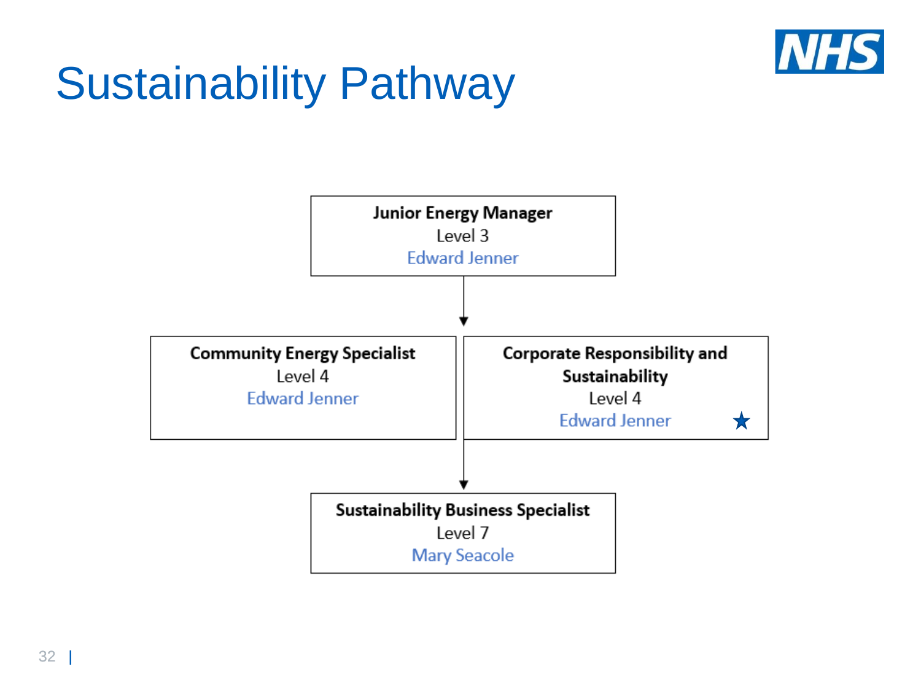# Sustainability Pathway

**Junior Energy Manager**
Level 3
Edward Jenner

↓

**Community Energy Specialist**
Level 4
Edward Jenner

**Corporate Responsibility and Sustainability**
Level 4
Edward Jenner ★

↓

**Sustainability Business Specialist**
Level 7
Mary Seacole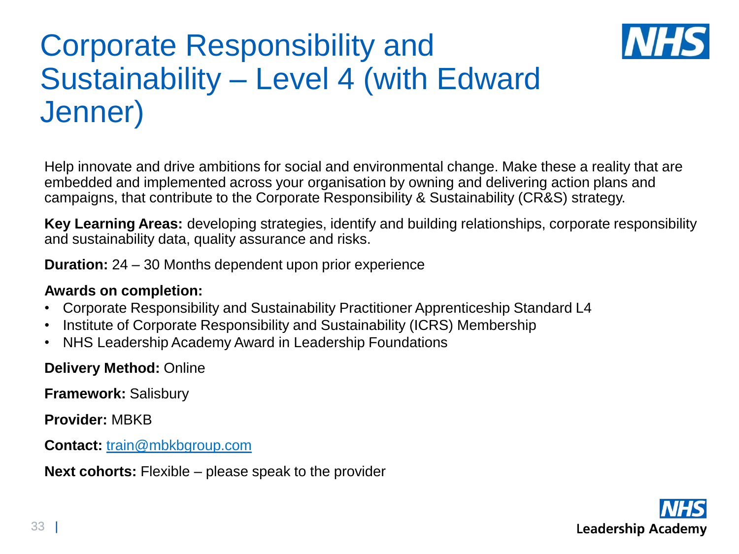# Corporate Responsibility and Sustainability – Level 4 (with Edward Jenner)

Help innovate and drive ambitions for social and environmental change. Make these a reality that are embedded and implemented across your organisation by owning and delivering action plans and campaigns, that contribute to the Corporate Responsibility & Sustainability (CR&S) strategy.

**Key Learning Areas:** developing strategies, identify and building relationships, corporate responsibility and sustainability data, quality assurance and risks.

**Duration:** 24 – 30 Months dependent upon prior experience

**Awards on completion:**

- Corporate Responsibility and Sustainability Practitioner Apprenticeship Standard L4
- Institute of Corporate Responsibility and Sustainability (ICRS) Membership
- NHS Leadership Academy Award in Leadership Foundations

**Delivery Method:** Online

**Framework:** Salisbury

**Provider:** MBKB

**Contact:** train@mbkbgroup.com

**Next cohorts:** Flexible – please speak to the provider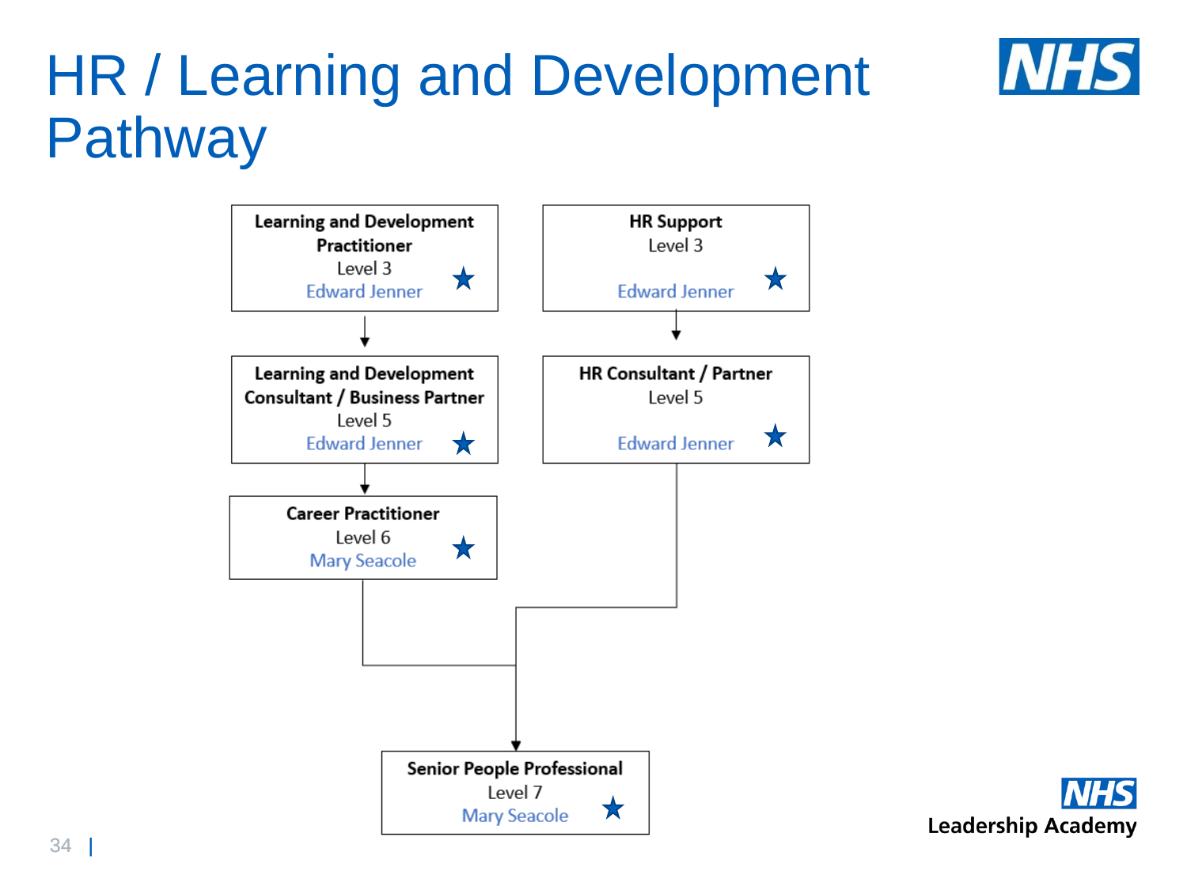# HR / Learning and Development Pathway

**Learning and Development Practitioner**
Level 3
Edward Jenner ★

↓

**Learning and Development Consultant / Business Partner**
Level 5
Edward Jenner ★

↓

**Career Practitioner**
Level 6
Mary Seacole ★

**HR Support**
Level 3
Edward Jenner ★

↓

**HR Consultant / Partner**
Level 5
Edward Jenner ★

↓ (Career Practitioner and HR Consultant / Partner both lead to:)

**Senior People Professional**
Level 7
Mary Seacole ★

NHS Leadership Academy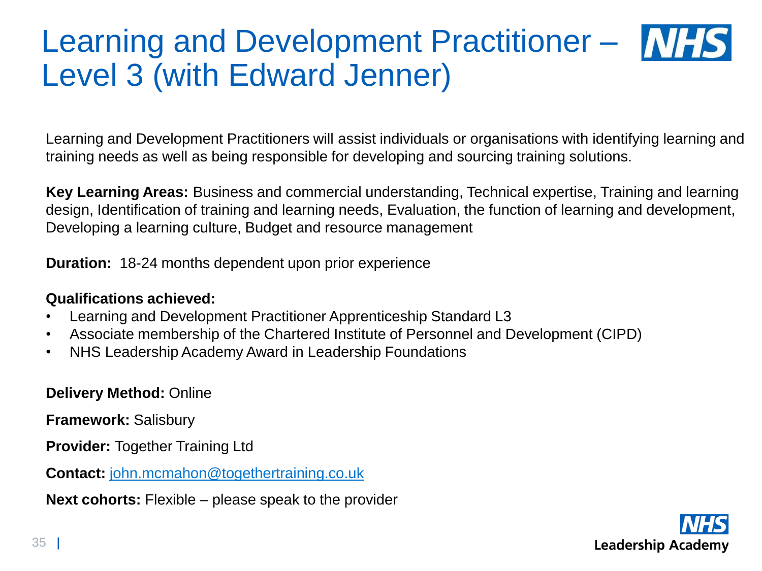# Learning and Development Practitioner – Level 3 (with Edward Jenner)

Learning and Development Practitioners will assist individuals or organisations with identifying learning and training needs as well as being responsible for developing and sourcing training solutions.

**Key Learning Areas:** Business and commercial understanding, Technical expertise, Training and learning design, Identification of training and learning needs, Evaluation, the function of learning and development, Developing a learning culture, Budget and resource management

**Duration:** 18-24 months dependent upon prior experience

**Qualifications achieved:**

- Learning and Development Practitioner Apprenticeship Standard L3
- Associate membership of the Chartered Institute of Personnel and Development (CIPD)
- NHS Leadership Academy Award in Leadership Foundations

**Delivery Method:** Online

**Framework:** Salisbury

**Provider:** Together Training Ltd

**Contact:** john.mcmahon@togethertraining.co.uk

**Next cohorts:** Flexible – please speak to the provider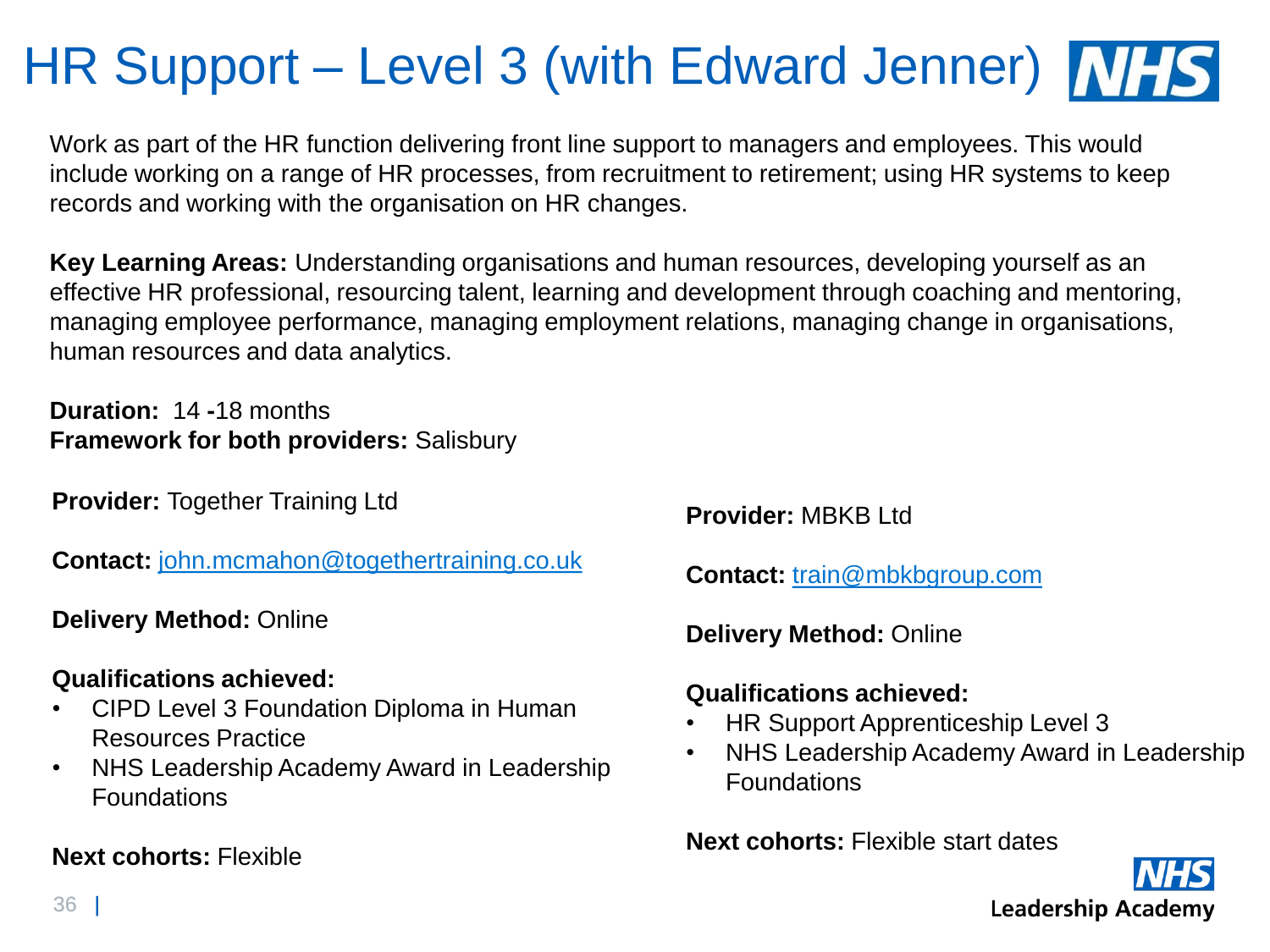# HR Support – Level 3 (with Edward Jenner)

Work as part of the HR function delivering front line support to managers and employees. This would include working on a range of HR processes, from recruitment to retirement; using HR systems to keep records and working with the organisation on HR changes.

**Key Learning Areas:** Understanding organisations and human resources, developing yourself as an effective HR professional, resourcing talent, learning and development through coaching and mentoring, managing employee performance, managing employment relations, managing change in organisations, human resources and data analytics.

**Duration:** 14 -18 months
**Framework for both providers:** Salisbury

**Provider:** Together Training Ltd

**Contact:** john.mcmahon@togethertraining.co.uk

**Delivery Method:** Online

**Qualifications achieved:**

- CIPD Level 3 Foundation Diploma in Human Resources Practice
- NHS Leadership Academy Award in Leadership Foundations

**Next cohorts:** Flexible

**Provider:** MBKB Ltd

**Contact:** train@mbkbgroup.com

**Delivery Method:** Online

**Qualifications achieved:**

- HR Support Apprenticeship Level 3
- NHS Leadership Academy Award in Leadership Foundations

**Next cohorts:** Flexible start dates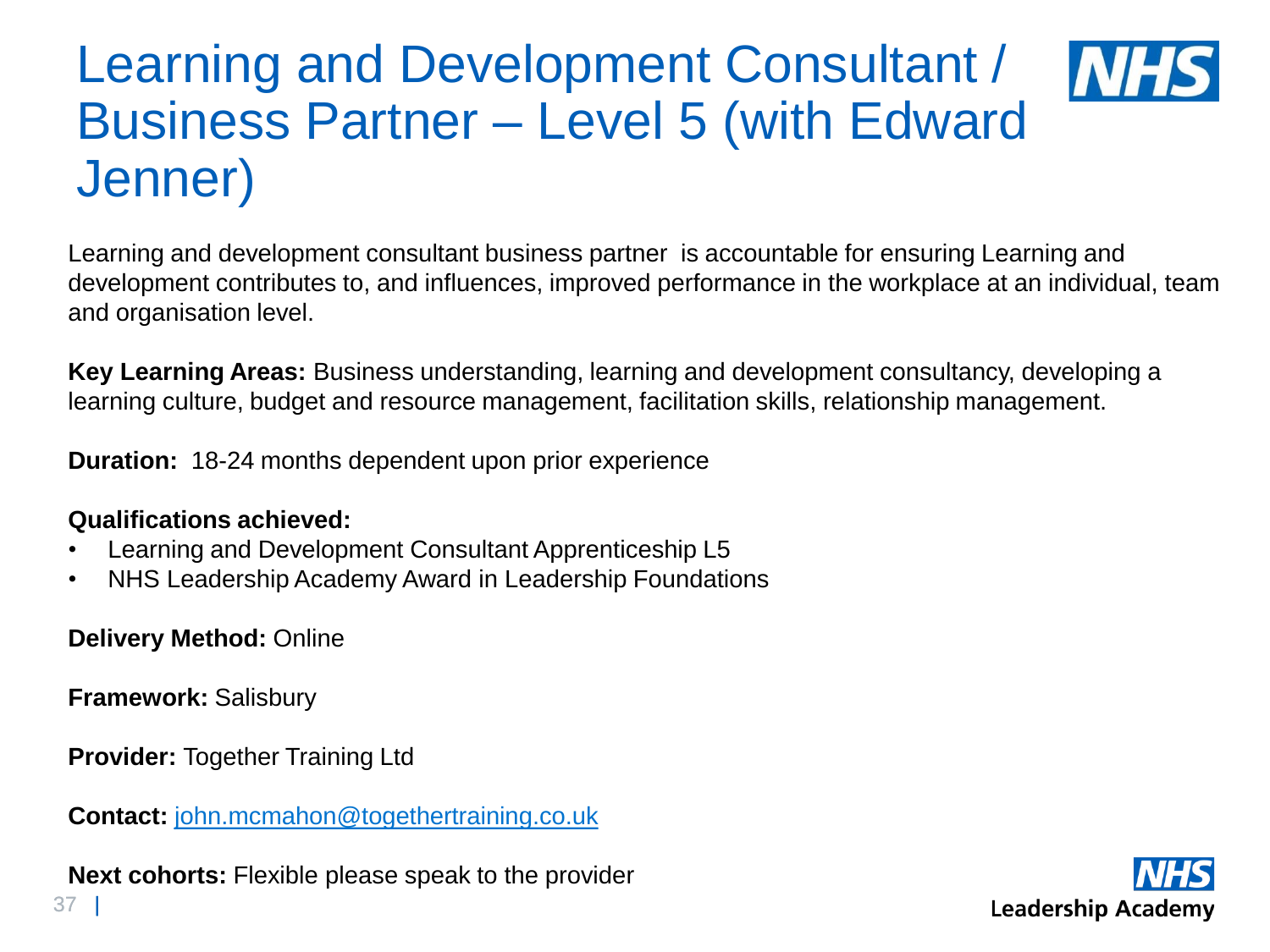# Learning and Development Consultant / Business Partner – Level 5 (with Edward Jenner)

Learning and development consultant business partner is accountable for ensuring Learning and development contributes to, and influences, improved performance in the workplace at an individual, team and organisation level.

**Key Learning Areas:** Business understanding, learning and development consultancy, developing a learning culture, budget and resource management, facilitation skills, relationship management.

**Duration:** 18-24 months dependent upon prior experience

**Qualifications achieved:**

- Learning and Development Consultant Apprenticeship L5
- NHS Leadership Academy Award in Leadership Foundations

**Delivery Method:** Online

**Framework:** Salisbury

**Provider:** Together Training Ltd

**Contact:** john.mcmahon@togethertraining.co.uk

**Next cohorts:** Flexible please speak to the provider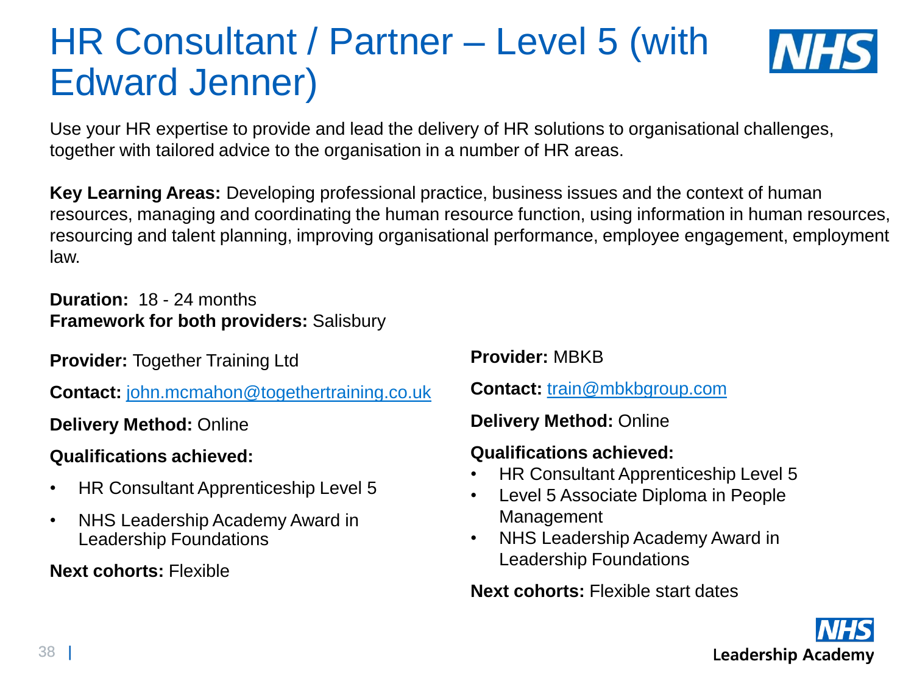# HR Consultant / Partner – Level 5 (with Edward Jenner)

Use your HR expertise to provide and lead the delivery of HR solutions to organisational challenges, together with tailored advice to the organisation in a number of HR areas.

**Key Learning Areas:** Developing professional practice, business issues and the context of human resources, managing and coordinating the human resource function, using information in human resources, resourcing and talent planning, improving organisational performance, employee engagement, employment law.

**Duration:** 18 - 24 months
**Framework for both providers:** Salisbury

**Provider:** Together Training Ltd

**Contact:** john.mcmahon@togethertraining.co.uk

**Delivery Method:** Online

**Qualifications achieved:**

- HR Consultant Apprenticeship Level 5
- NHS Leadership Academy Award in Leadership Foundations

**Next cohorts:** Flexible

**Provider:** MBKB

**Contact:** train@mbkbgroup.com

**Delivery Method:** Online

**Qualifications achieved:**

- HR Consultant Apprenticeship Level 5
- Level 5 Associate Diploma in People Management
- NHS Leadership Academy Award in Leadership Foundations

**Next cohorts:** Flexible start dates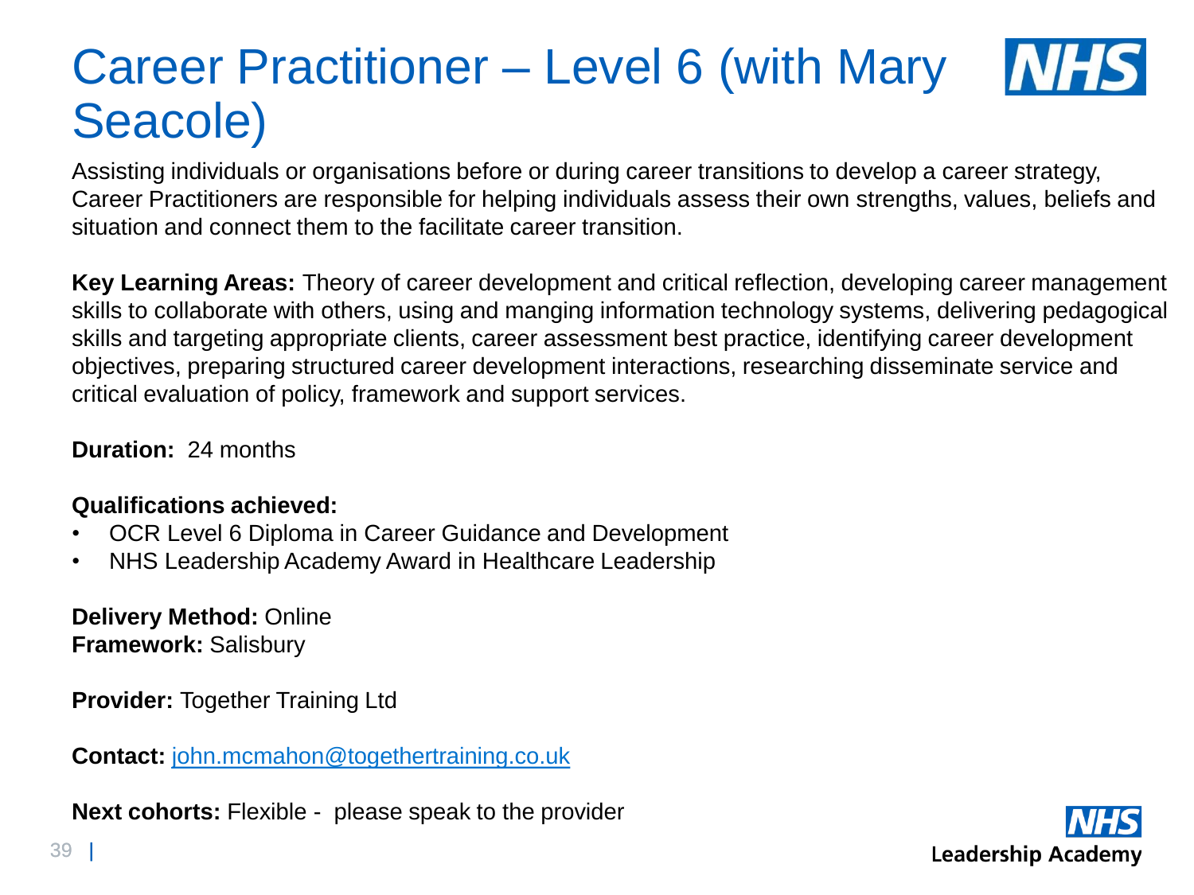# Career Practitioner – Level 6 (with Mary Seacole)

Assisting individuals or organisations before or during career transitions to develop a career strategy, Career Practitioners are responsible for helping individuals assess their own strengths, values, beliefs and situation and connect them to the facilitate career transition.

**Key Learning Areas:** Theory of career development and critical reflection, developing career management skills to collaborate with others, using and manging information technology systems, delivering pedagogical skills and targeting appropriate clients, career assessment best practice, identifying career development objectives, preparing structured career development interactions, researching disseminate service and critical evaluation of policy, framework and support services.

**Duration:** 24 months

**Qualifications achieved:**

- OCR Level 6 Diploma in Career Guidance and Development
- NHS Leadership Academy Award in Healthcare Leadership

**Delivery Method:** Online
**Framework:** Salisbury

**Provider:** Together Training Ltd

**Contact:** john.mcmahon@togethertraining.co.uk

**Next cohorts:** Flexible - please speak to the provider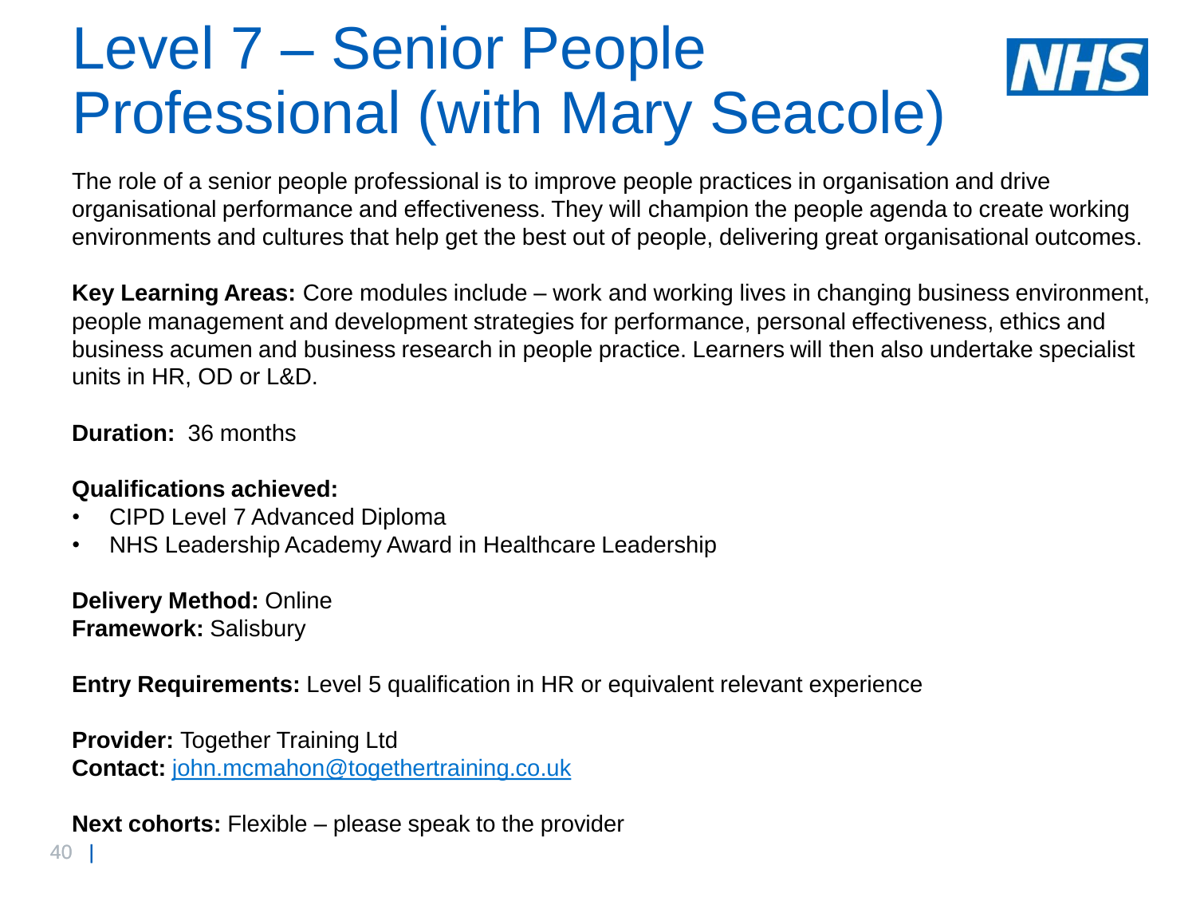# Level 7 – Senior People Professional (with Mary Seacole)

The role of a senior people professional is to improve people practices in organisation and drive organisational performance and effectiveness. They will champion the people agenda to create working environments and cultures that help get the best out of people, delivering great organisational outcomes.

**Key Learning Areas:** Core modules include – work and working lives in changing business environment, people management and development strategies for performance, personal effectiveness, ethics and business acumen and business research in people practice. Learners will then also undertake specialist units in HR, OD or L&D.

**Duration:** 36 months

**Qualifications achieved:**

- CIPD Level 7 Advanced Diploma
- NHS Leadership Academy Award in Healthcare Leadership

**Delivery Method:** Online
**Framework:** Salisbury

**Entry Requirements:** Level 5 qualification in HR or equivalent relevant experience

**Provider:** Together Training Ltd
**Contact:** john.mcmahon@togethertraining.co.uk

**Next cohorts:** Flexible – please speak to the provider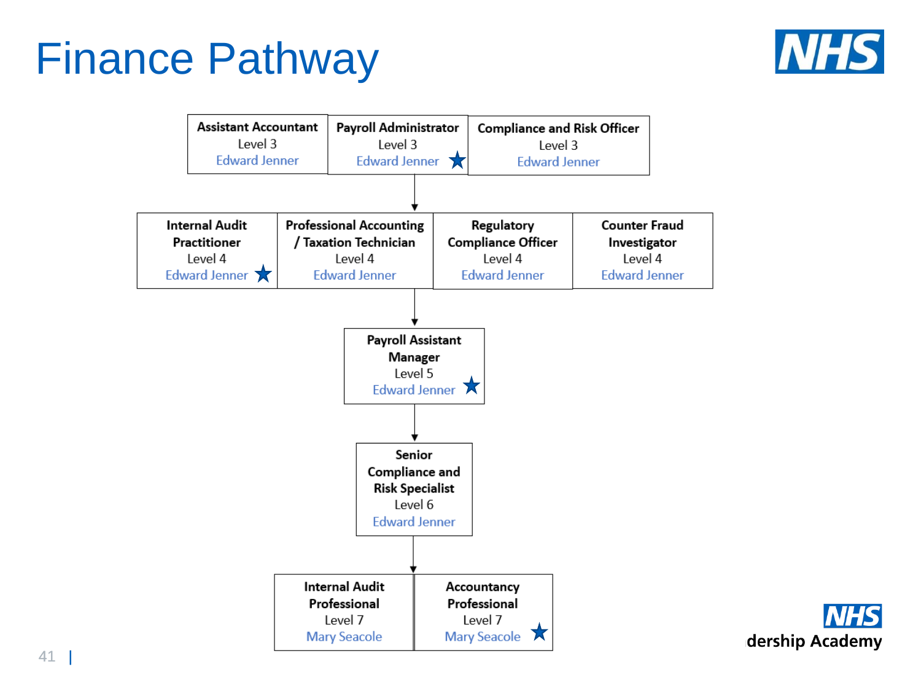# Finance Pathway

**Level 3**

- **Assistant Accountant** – Level 3 – Edward Jenner
- **Payroll Administrator** – Level 3 – Edward Jenner ★
- **Compliance and Risk Officer** – Level 3 – Edward Jenner

↓

**Level 4**

- **Internal Audit Practitioner** – Level 4 – Edward Jenner ★
- **Professional Accounting / Taxation Technician** – Level 4 – Edward Jenner
- **Regulatory Compliance Officer** – Level 4 – Edward Jenner
- **Counter Fraud Investigator** – Level 4 – Edward Jenner

↓

**Level 5**

- **Payroll Assistant Manager** – Level 5 – Edward Jenner ★

↓

**Level 6**

- **Senior Compliance and Risk Specialist** – Level 6 – Edward Jenner

↓

**Level 7**

- **Internal Audit Professional** – Level 7 – Mary Seacole
- **Accountancy Professional** – Level 7 – Mary Seacole ★

dership Academy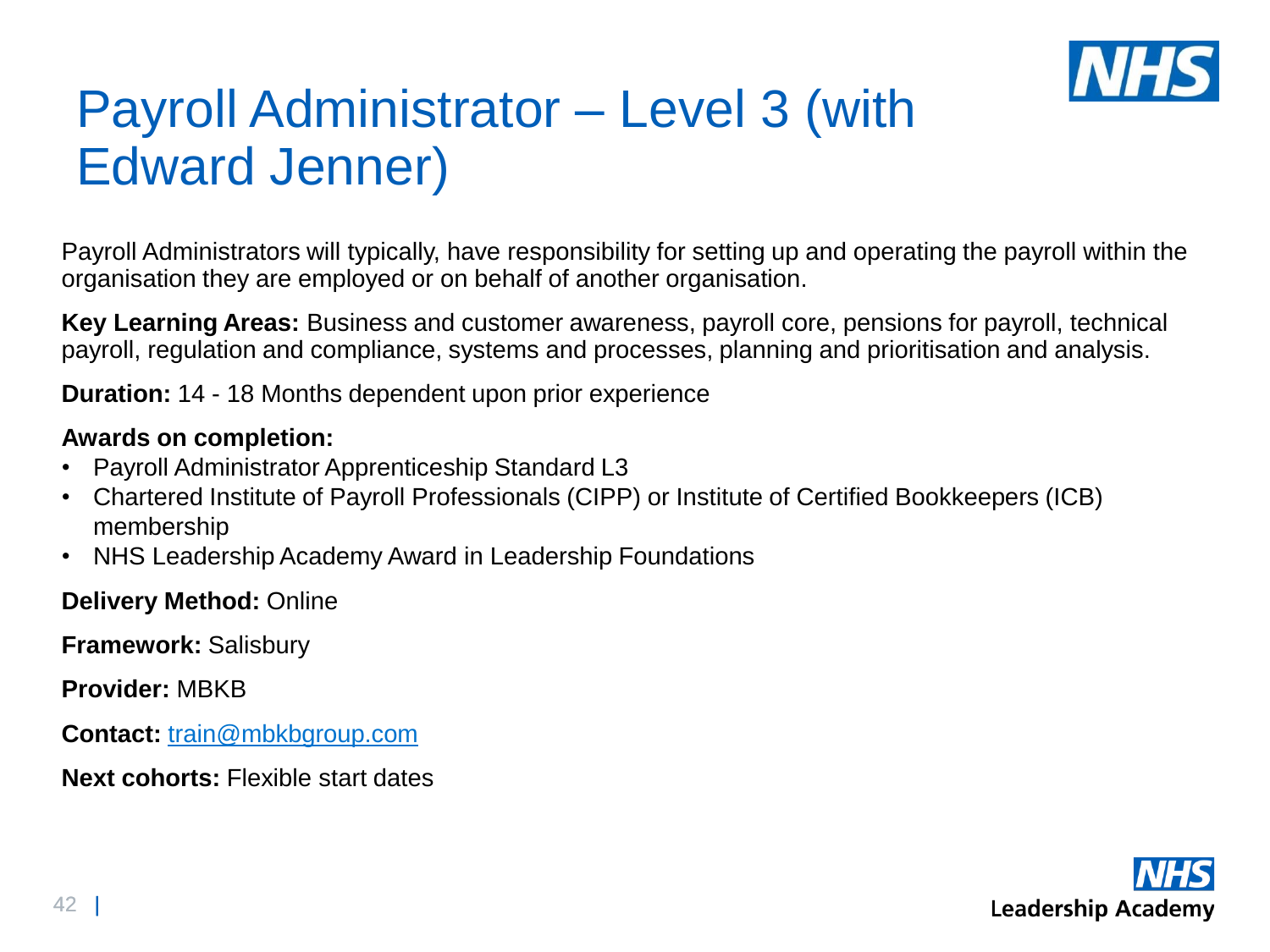# Payroll Administrator – Level 3 (with Edward Jenner)

Payroll Administrators will typically, have responsibility for setting up and operating the payroll within the organisation they are employed or on behalf of another organisation.

**Key Learning Areas:** Business and customer awareness, payroll core, pensions for payroll, technical payroll, regulation and compliance, systems and processes, planning and prioritisation and analysis.

**Duration:** 14 - 18 Months dependent upon prior experience

**Awards on completion:**

- Payroll Administrator Apprenticeship Standard L3
- Chartered Institute of Payroll Professionals (CIPP) or Institute of Certified Bookkeepers (ICB) membership
- NHS Leadership Academy Award in Leadership Foundations

**Delivery Method:** Online

**Framework:** Salisbury

**Provider:** MBKB

**Contact:** train@mbkbgroup.com

**Next cohorts:** Flexible start dates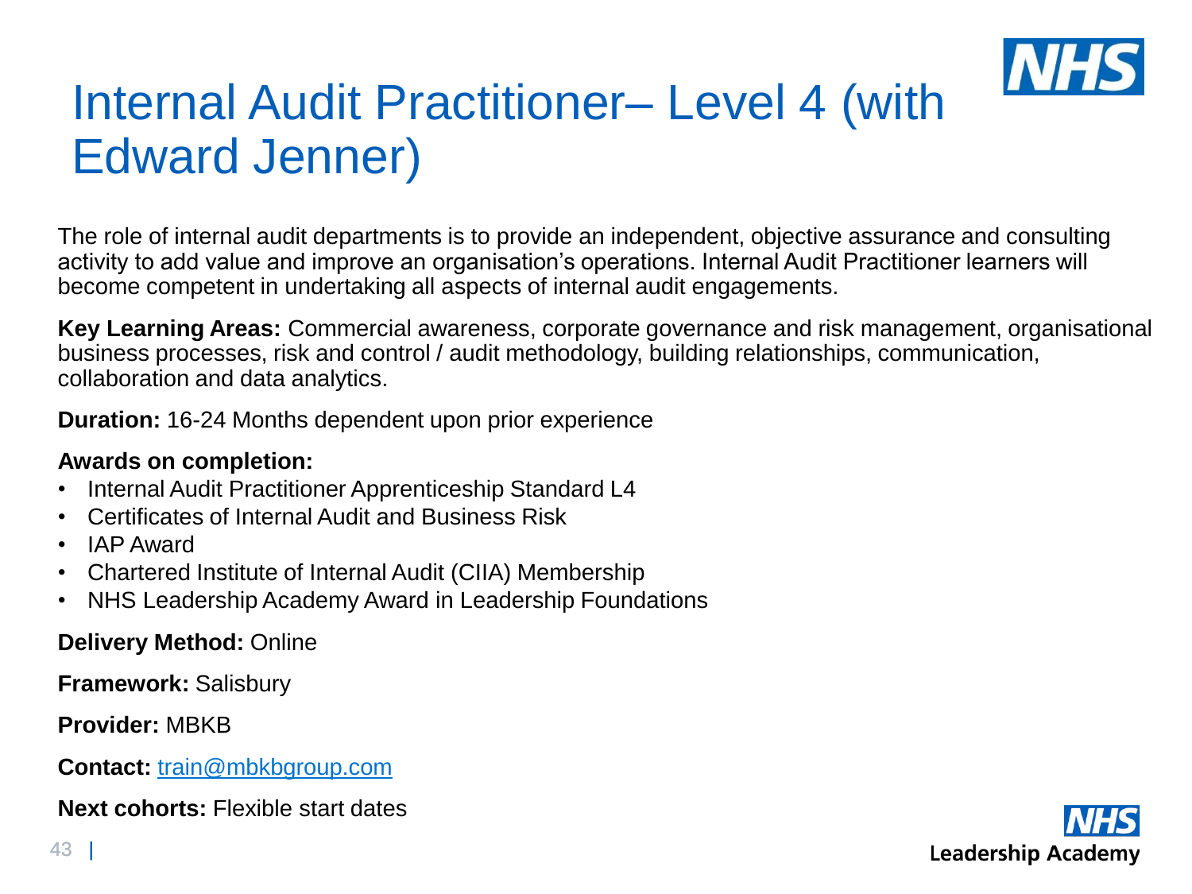# Internal Audit Practitioner– Level 4 (with Edward Jenner)

The role of internal audit departments is to provide an independent, objective assurance and consulting activity to add value and improve an organisation's operations. Internal Audit Practitioner learners will become competent in undertaking all aspects of internal audit engagements.

**Key Learning Areas:** Commercial awareness, corporate governance and risk management, organisational business processes, risk and control / audit methodology, building relationships, communication, collaboration and data analytics.

**Duration:** 16-24 Months dependent upon prior experience

**Awards on completion:**

- Internal Audit Practitioner Apprenticeship Standard L4
- Certificates of Internal Audit and Business Risk
- IAP Award
- Chartered Institute of Internal Audit (CIIA) Membership
- NHS Leadership Academy Award in Leadership Foundations

**Delivery Method:** Online

**Framework:** Salisbury

**Provider:** MBKB

**Contact:** train@mbkbgroup.com

**Next cohorts:** Flexible start dates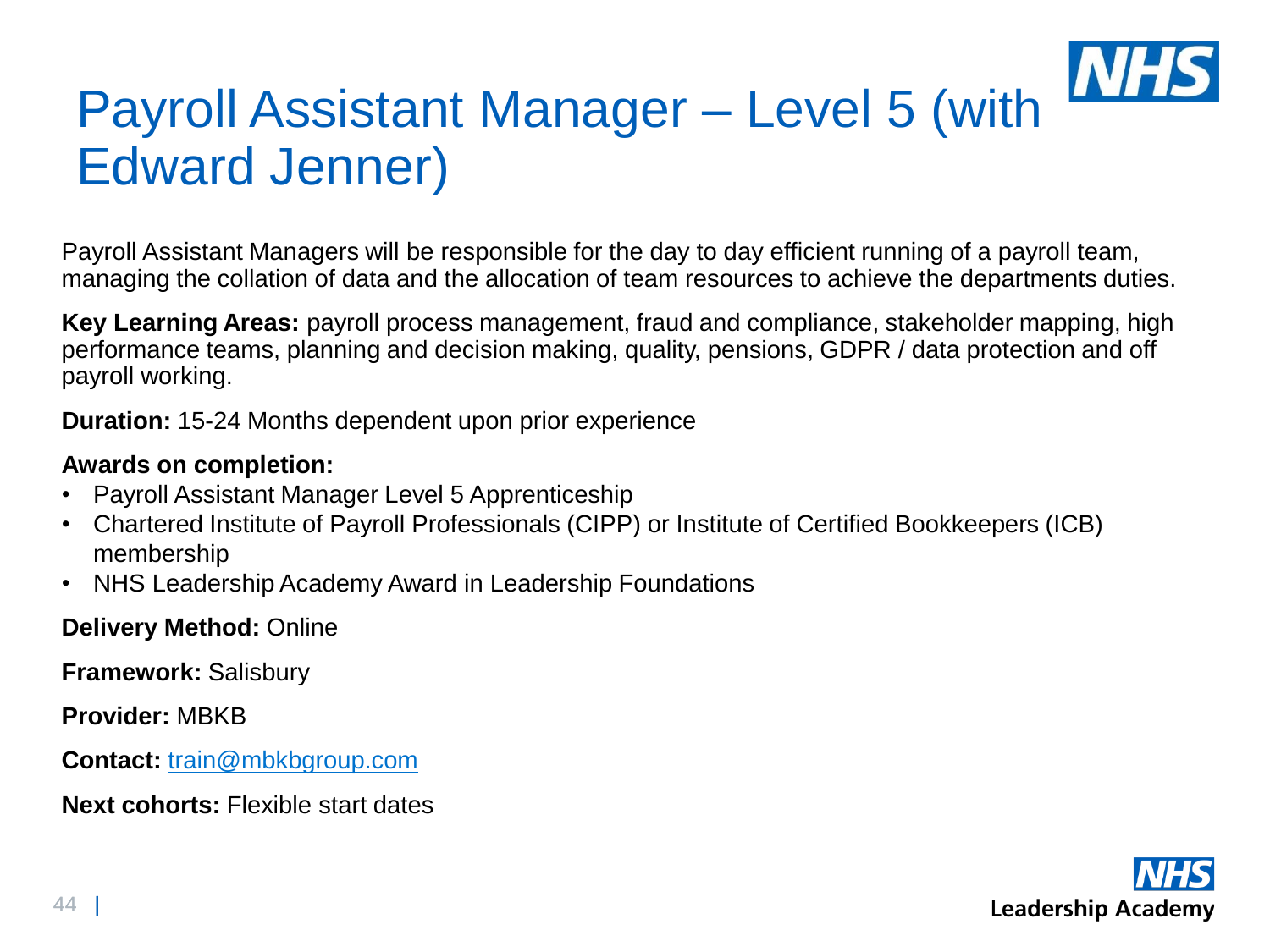# Payroll Assistant Manager – Level 5 (with Edward Jenner)

Payroll Assistant Managers will be responsible for the day to day efficient running of a payroll team, managing the collation of data and the allocation of team resources to achieve the departments duties.

**Key Learning Areas:** payroll process management, fraud and compliance, stakeholder mapping, high performance teams, planning and decision making, quality, pensions, GDPR / data protection and off payroll working.

**Duration:** 15-24 Months dependent upon prior experience

**Awards on completion:**

- Payroll Assistant Manager Level 5 Apprenticeship
- Chartered Institute of Payroll Professionals (CIPP) or Institute of Certified Bookkeepers (ICB) membership
- NHS Leadership Academy Award in Leadership Foundations

**Delivery Method:** Online

**Framework:** Salisbury

**Provider:** MBKB

**Contact:** train@mbkbgroup.com

**Next cohorts:** Flexible start dates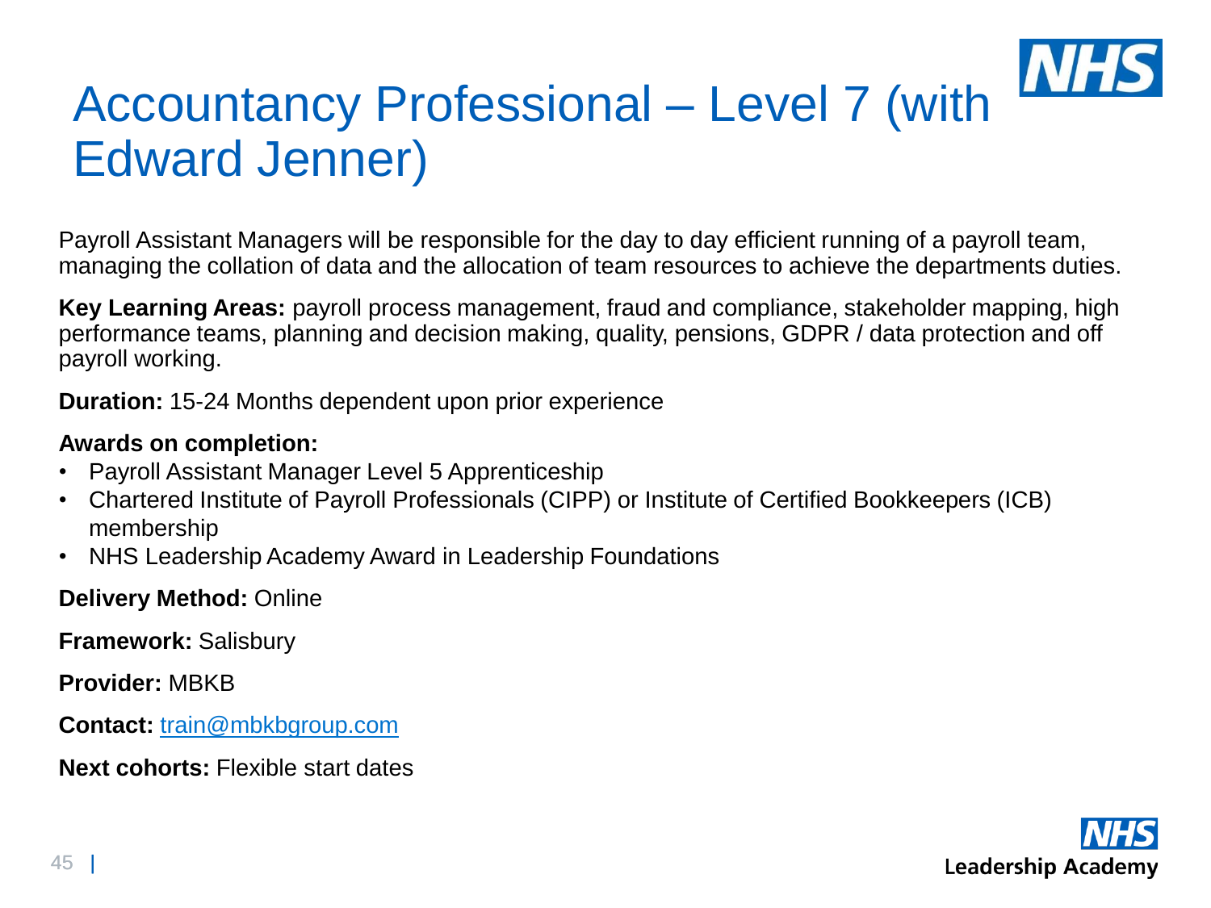# Accountancy Professional – Level 7 (with Edward Jenner)

Payroll Assistant Managers will be responsible for the day to day efficient running of a payroll team, managing the collation of data and the allocation of team resources to achieve the departments duties.

**Key Learning Areas:** payroll process management, fraud and compliance, stakeholder mapping, high performance teams, planning and decision making, quality, pensions, GDPR / data protection and off payroll working.

**Duration:** 15-24 Months dependent upon prior experience

**Awards on completion:**

- Payroll Assistant Manager Level 5 Apprenticeship
- Chartered Institute of Payroll Professionals (CIPP) or Institute of Certified Bookkeepers (ICB) membership
- NHS Leadership Academy Award in Leadership Foundations

**Delivery Method:** Online

**Framework:** Salisbury

**Provider:** MBKB

**Contact:** train@mbkbgroup.com

**Next cohorts:** Flexible start dates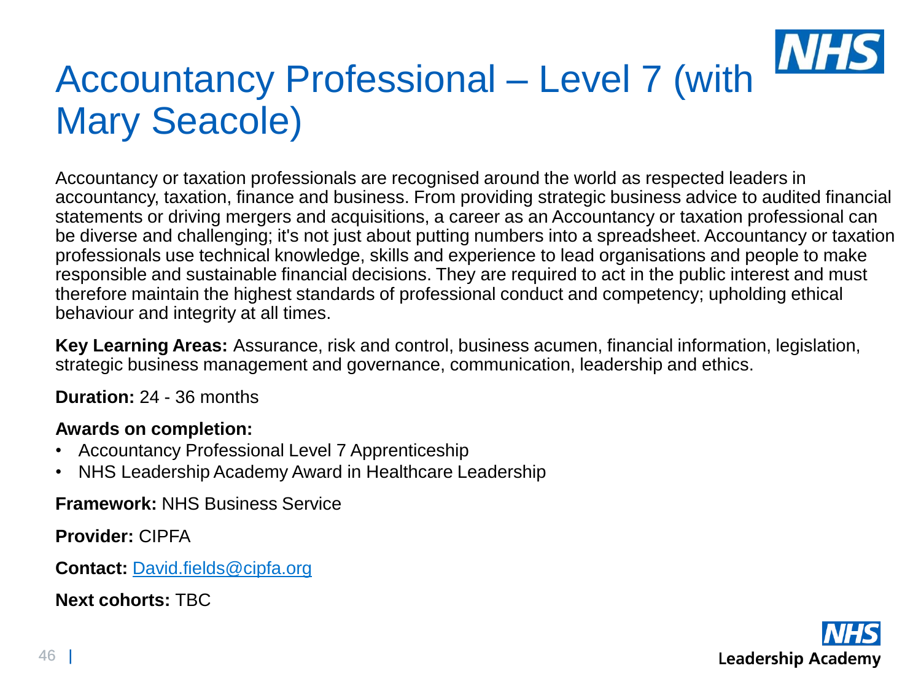# Accountancy Professional – Level 7 (with Mary Seacole)

Accountancy or taxation professionals are recognised around the world as respected leaders in accountancy, taxation, finance and business. From providing strategic business advice to audited financial statements or driving mergers and acquisitions, a career as an Accountancy or taxation professional can be diverse and challenging; it's not just about putting numbers into a spreadsheet. Accountancy or taxation professionals use technical knowledge, skills and experience to lead organisations and people to make responsible and sustainable financial decisions. They are required to act in the public interest and must therefore maintain the highest standards of professional conduct and competency; upholding ethical behaviour and integrity at all times.

**Key Learning Areas:** Assurance, risk and control, business acumen, financial information, legislation, strategic business management and governance, communication, leadership and ethics.

**Duration:** 24 - 36 months

**Awards on completion:**

- Accountancy Professional Level 7 Apprenticeship
- NHS Leadership Academy Award in Healthcare Leadership

**Framework:** NHS Business Service

**Provider:** CIPFA

**Contact:** David.fields@cipfa.org

**Next cohorts:** TBC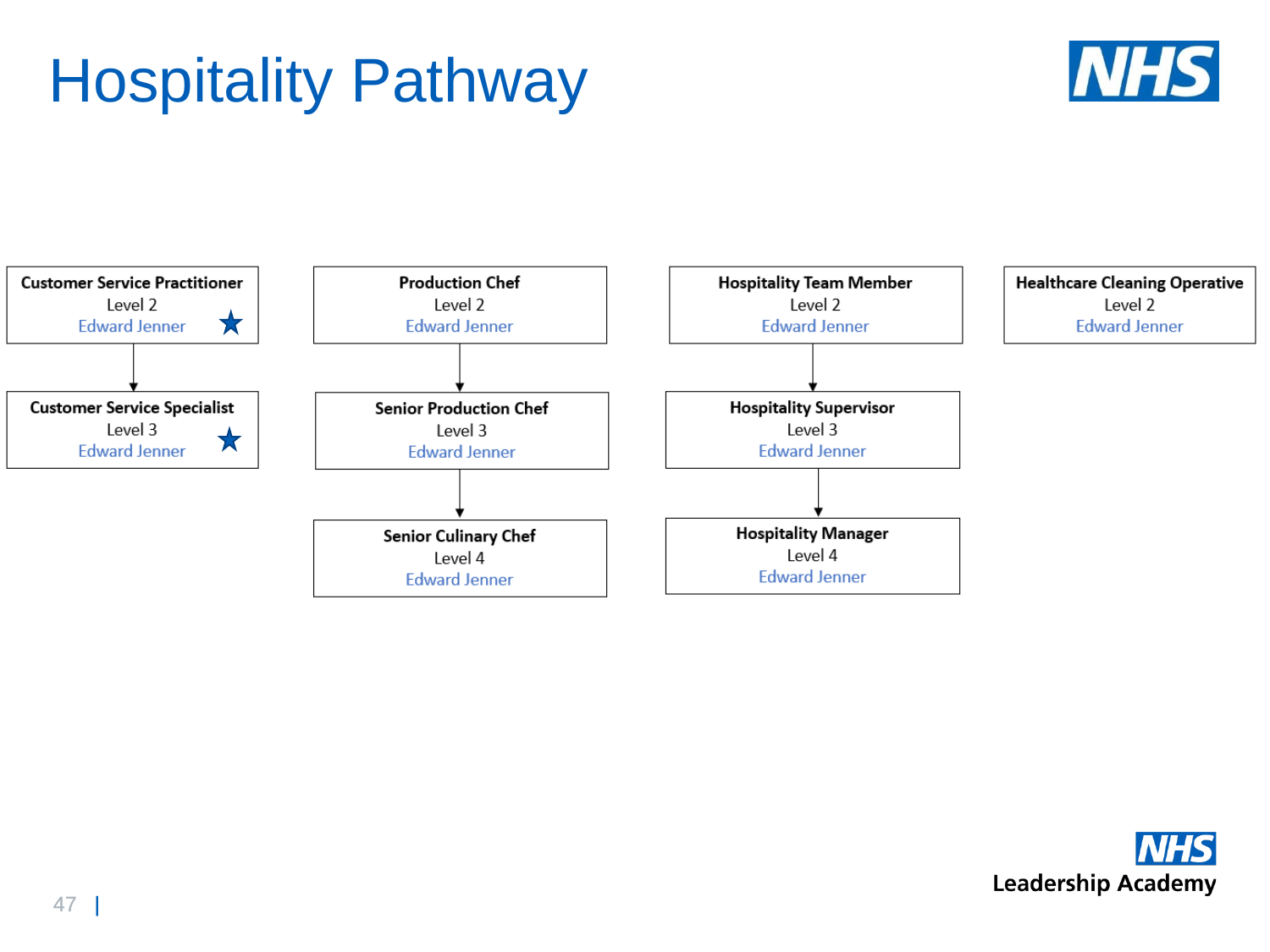# Hospitality Pathway

**Customer Service Practitioner**
Level 2
Edward Jenner ★

↓

**Customer Service Specialist**
Level 3
Edward Jenner ★

---

**Production Chef**
Level 2
Edward Jenner

↓

**Senior Production Chef**
Level 3
Edward Jenner

↓

**Senior Culinary Chef**
Level 4
Edward Jenner

---

**Hospitality Team Member**
Level 2
Edward Jenner

↓

**Hospitality Supervisor**
Level 3
Edward Jenner

↓

**Hospitality Manager**
Level 4
Edward Jenner

---

**Healthcare Cleaning Operative**
Level 2
Edward Jenner

NHS Leadership Academy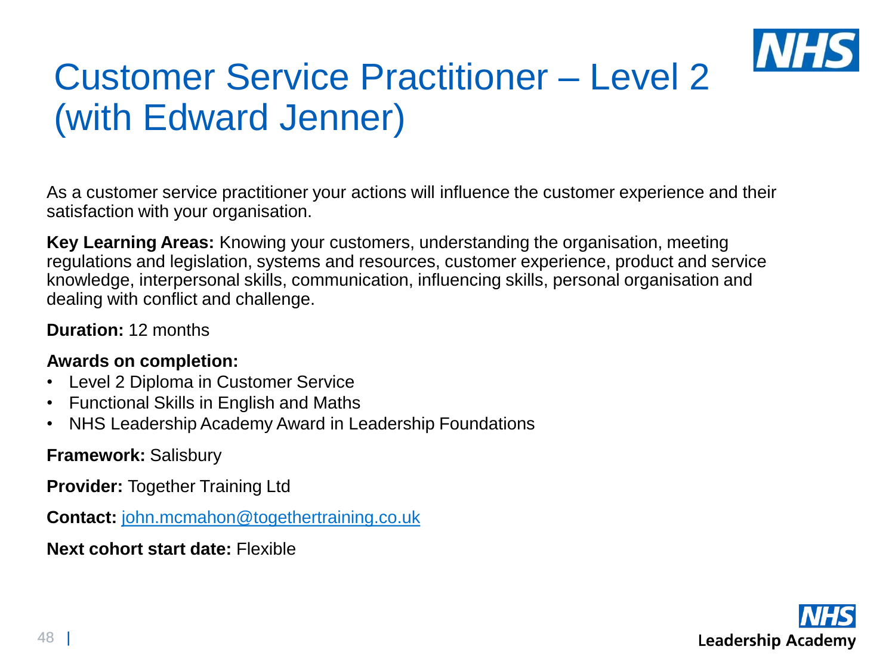# Customer Service Practitioner – Level 2 (with Edward Jenner)

As a customer service practitioner your actions will influence the customer experience and their satisfaction with your organisation.

**Key Learning Areas:** Knowing your customers, understanding the organisation, meeting regulations and legislation, systems and resources, customer experience, product and service knowledge, interpersonal skills, communication, influencing skills, personal organisation and dealing with conflict and challenge.

**Duration:** 12 months

**Awards on completion:**

- Level 2 Diploma in Customer Service
- Functional Skills in English and Maths
- NHS Leadership Academy Award in Leadership Foundations

**Framework:** Salisbury

**Provider:** Together Training Ltd

**Contact:** john.mcmahon@togethertraining.co.uk

**Next cohort start date:** Flexible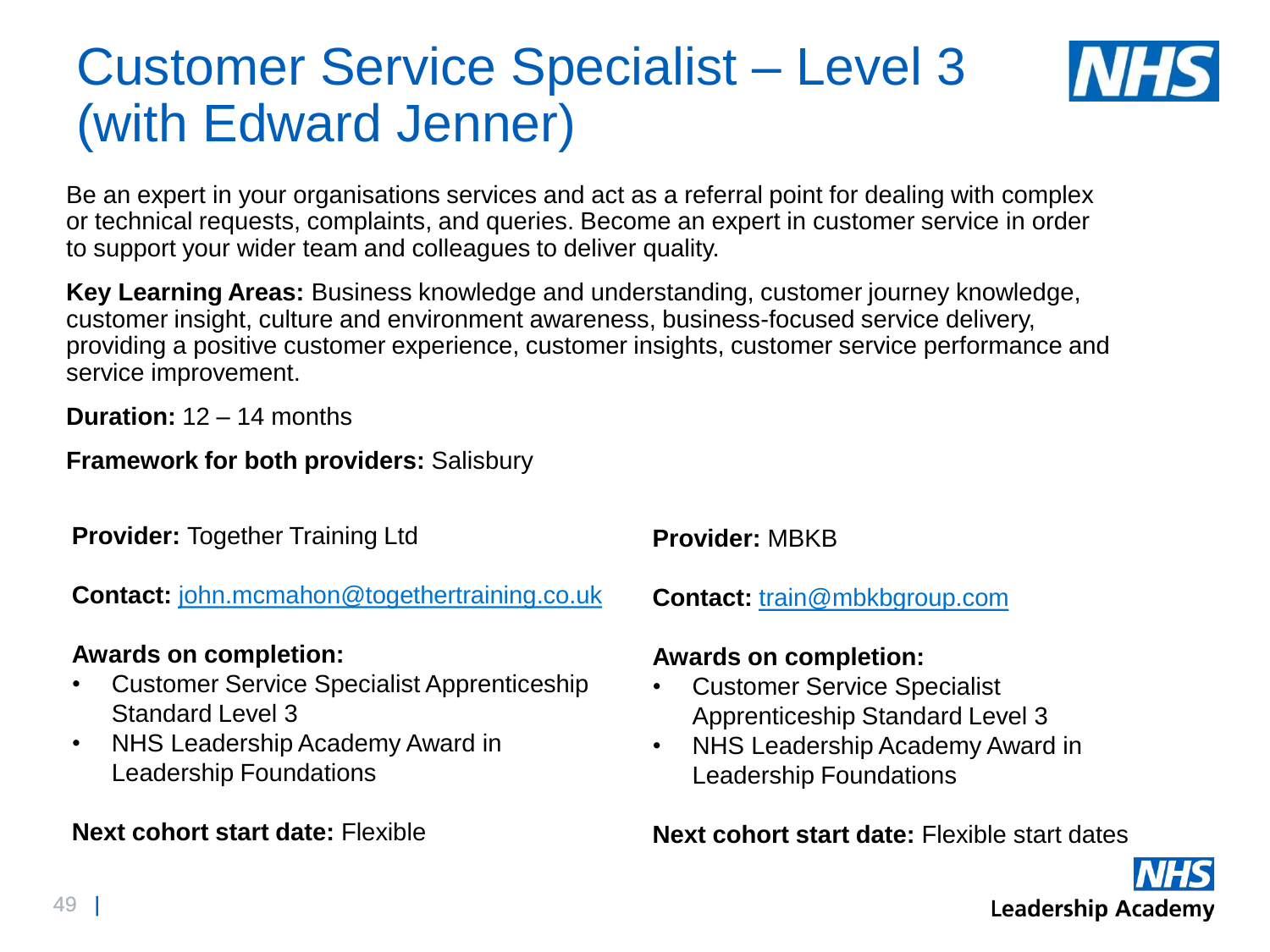# Customer Service Specialist – Level 3 (with Edward Jenner)

Be an expert in your organisations services and act as a referral point for dealing with complex or technical requests, complaints, and queries. Become an expert in customer service in order to support your wider team and colleagues to deliver quality.

**Key Learning Areas:** Business knowledge and understanding, customer journey knowledge, customer insight, culture and environment awareness, business-focused service delivery, providing a positive customer experience, customer insights, customer service performance and service improvement.

**Duration:** 12 – 14 months

**Framework for both providers:** Salisbury

**Provider:** Together Training Ltd

**Contact:** john.mcmahon@togethertraining.co.uk

**Awards on completion:**

- Customer Service Specialist Apprenticeship Standard Level 3
- NHS Leadership Academy Award in Leadership Foundations

**Next cohort start date:** Flexible

**Provider:** MBKB

**Contact:** train@mbkbgroup.com

**Awards on completion:**

- Customer Service Specialist Apprenticeship Standard Level 3
- NHS Leadership Academy Award in Leadership Foundations

**Next cohort start date:** Flexible start dates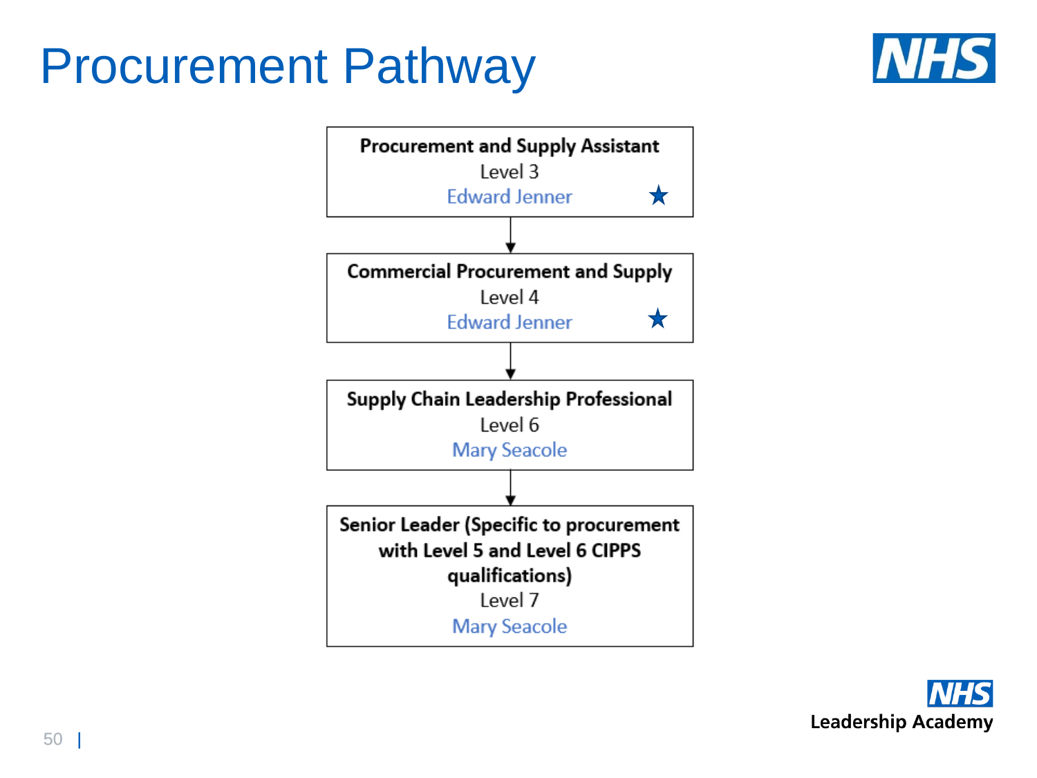# Procurement Pathway

**Procurement and Supply Assistant**
Level 3
Edward Jenner ★

↓

**Commercial Procurement and Supply**
Level 4
Edward Jenner ★

↓

**Supply Chain Leadership Professional**
Level 6
Mary Seacole

↓

**Senior Leader (Specific to procurement with Level 5 and Level 6 CIPPS qualifications)**
Level 7
Mary Seacole

NHS Leadership Academy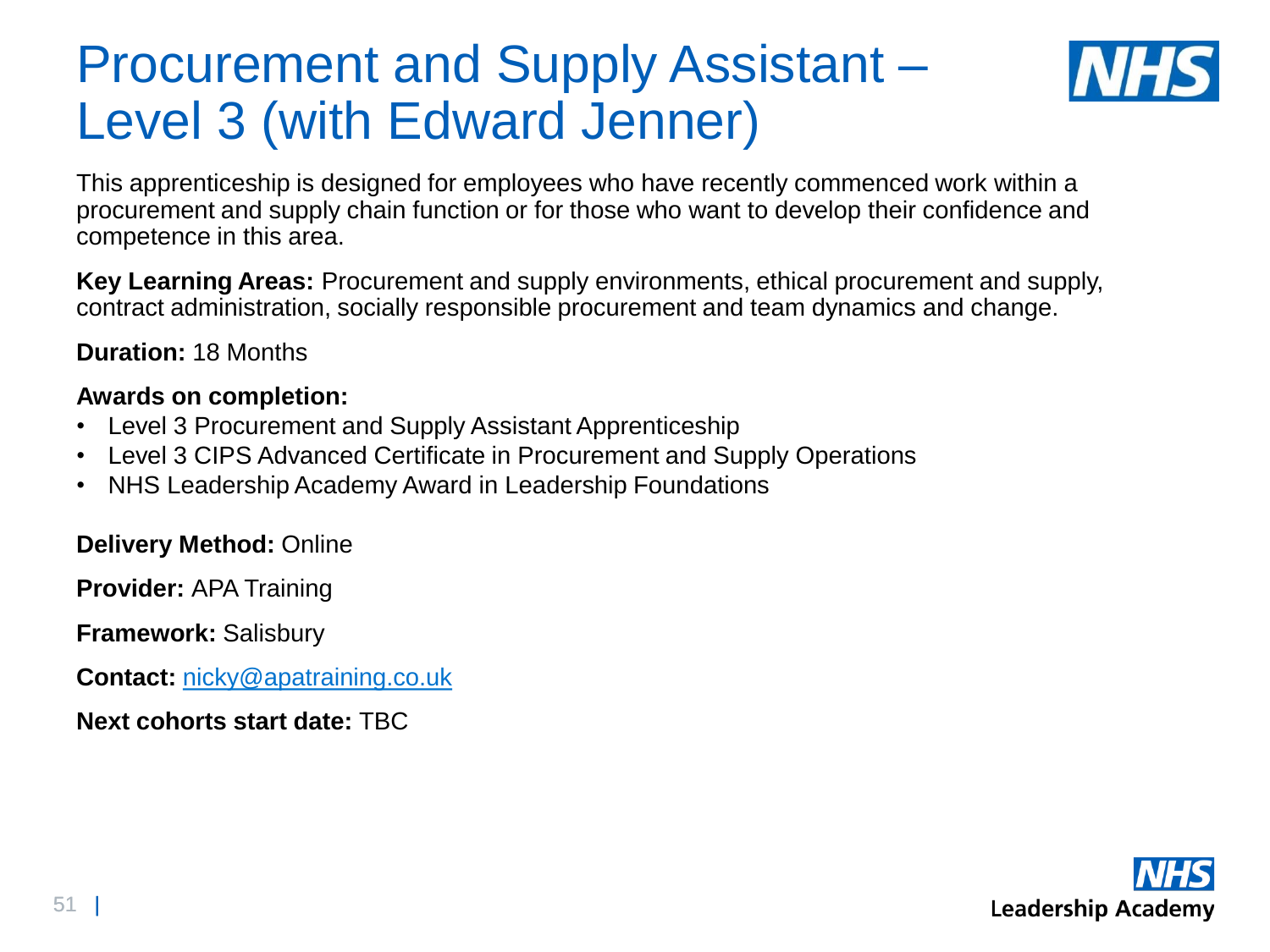# Procurement and Supply Assistant – Level 3 (with Edward Jenner)

This apprenticeship is designed for employees who have recently commenced work within a procurement and supply chain function or for those who want to develop their confidence and competence in this area.

**Key Learning Areas:** Procurement and supply environments, ethical procurement and supply, contract administration, socially responsible procurement and team dynamics and change.

**Duration:** 18 Months

**Awards on completion:**

- Level 3 Procurement and Supply Assistant Apprenticeship
- Level 3 CIPS Advanced Certificate in Procurement and Supply Operations
- NHS Leadership Academy Award in Leadership Foundations

**Delivery Method:** Online

**Provider:** APA Training

**Framework:** Salisbury

**Contact:** nicky@apatraining.co.uk

**Next cohorts start date:** TBC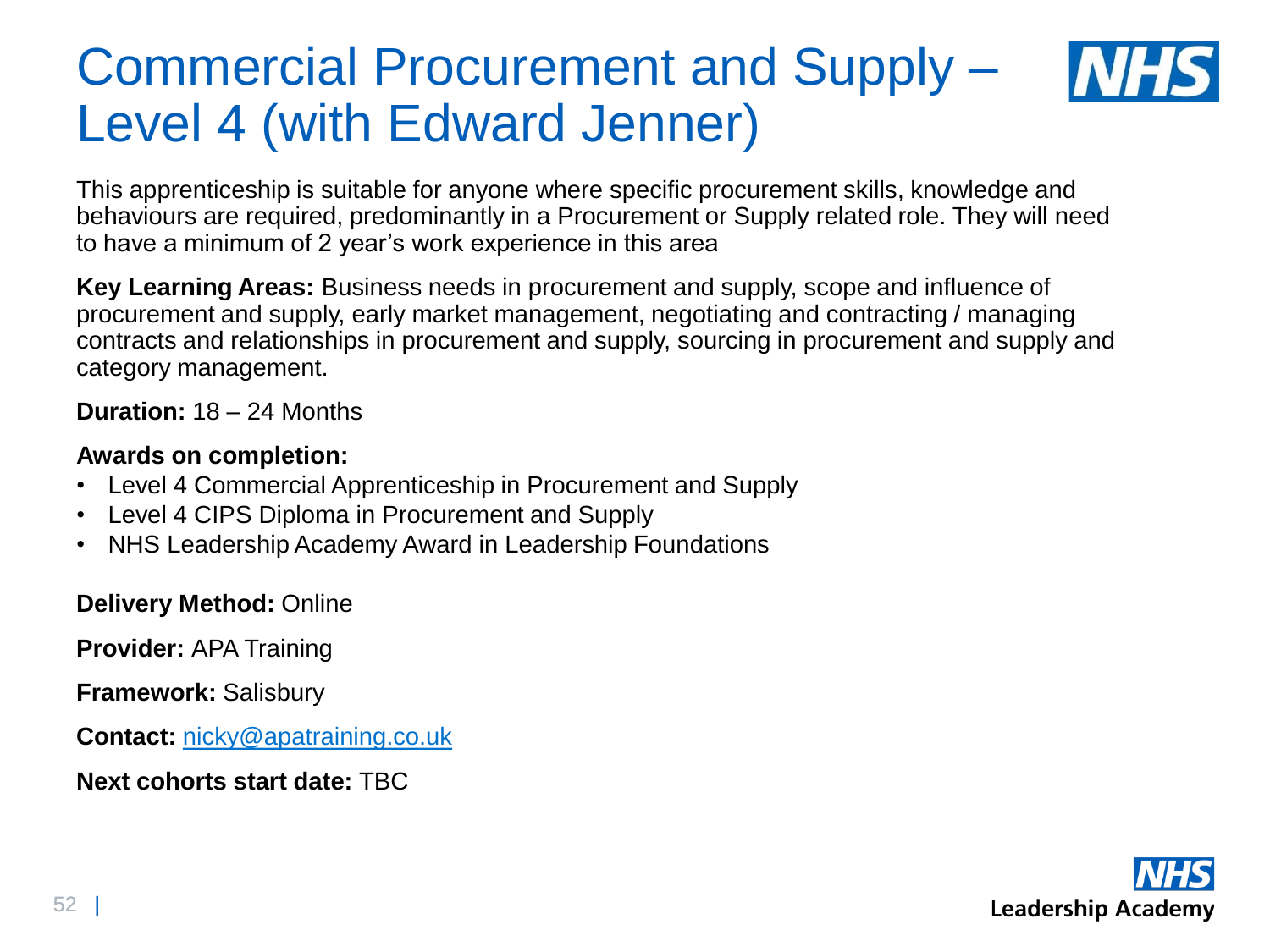# Commercial Procurement and Supply – Level 4 (with Edward Jenner)

This apprenticeship is suitable for anyone where specific procurement skills, knowledge and behaviours are required, predominantly in a Procurement or Supply related role. They will need to have a minimum of 2 year's work experience in this area

**Key Learning Areas:** Business needs in procurement and supply, scope and influence of procurement and supply, early market management, negotiating and contracting / managing contracts and relationships in procurement and supply, sourcing in procurement and supply and category management.

**Duration:** 18 – 24 Months

**Awards on completion:**

- Level 4 Commercial Apprenticeship in Procurement and Supply
- Level 4 CIPS Diploma in Procurement and Supply
- NHS Leadership Academy Award in Leadership Foundations

**Delivery Method:** Online

**Provider:** APA Training

**Framework:** Salisbury

**Contact:** nicky@apatraining.co.uk

**Next cohorts start date:** TBC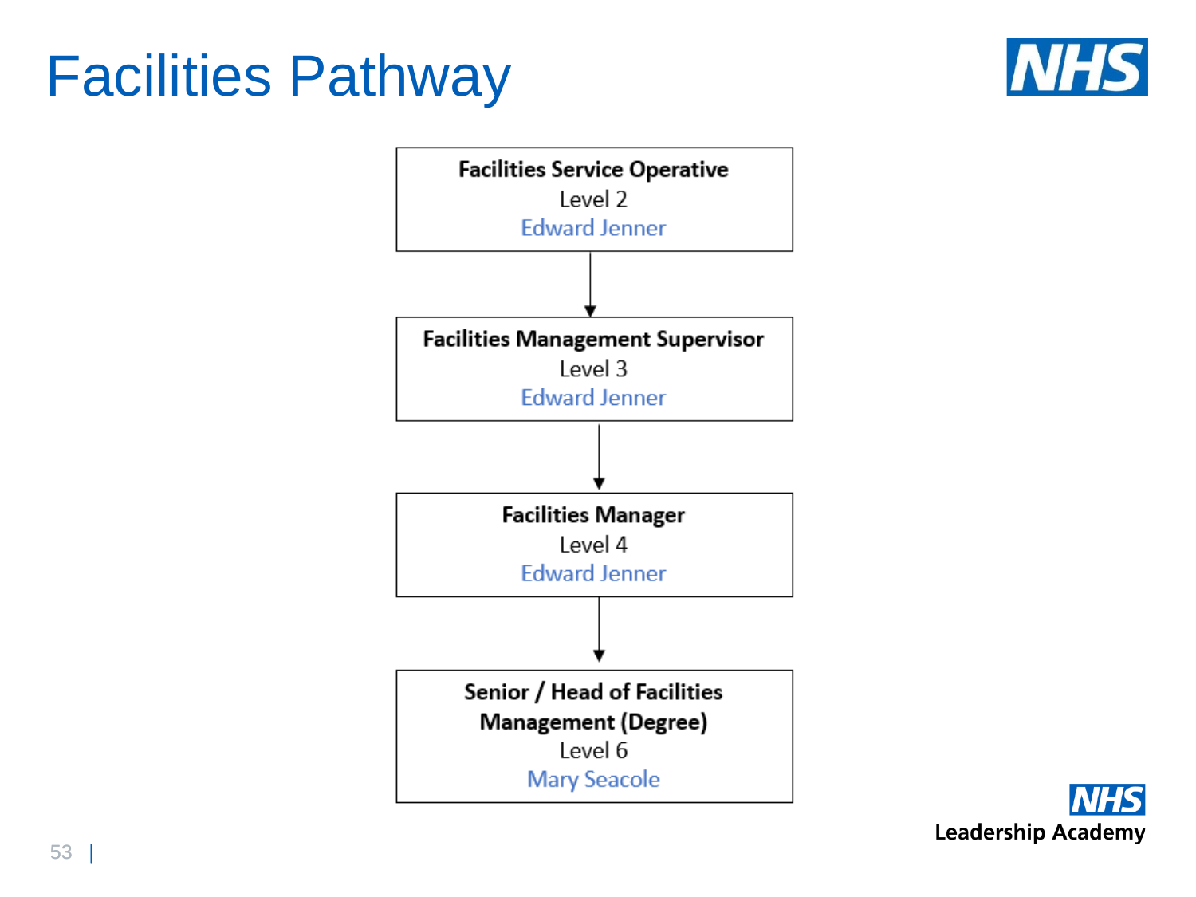# Facilities Pathway

**Facilities Service Operative**
Level 2
Edward Jenner

↓

**Facilities Management Supervisor**
Level 3
Edward Jenner

↓

**Facilities Manager**
Level 4
Edward Jenner

↓

**Senior / Head of Facilities Management (Degree)**
Level 6
Mary Seacole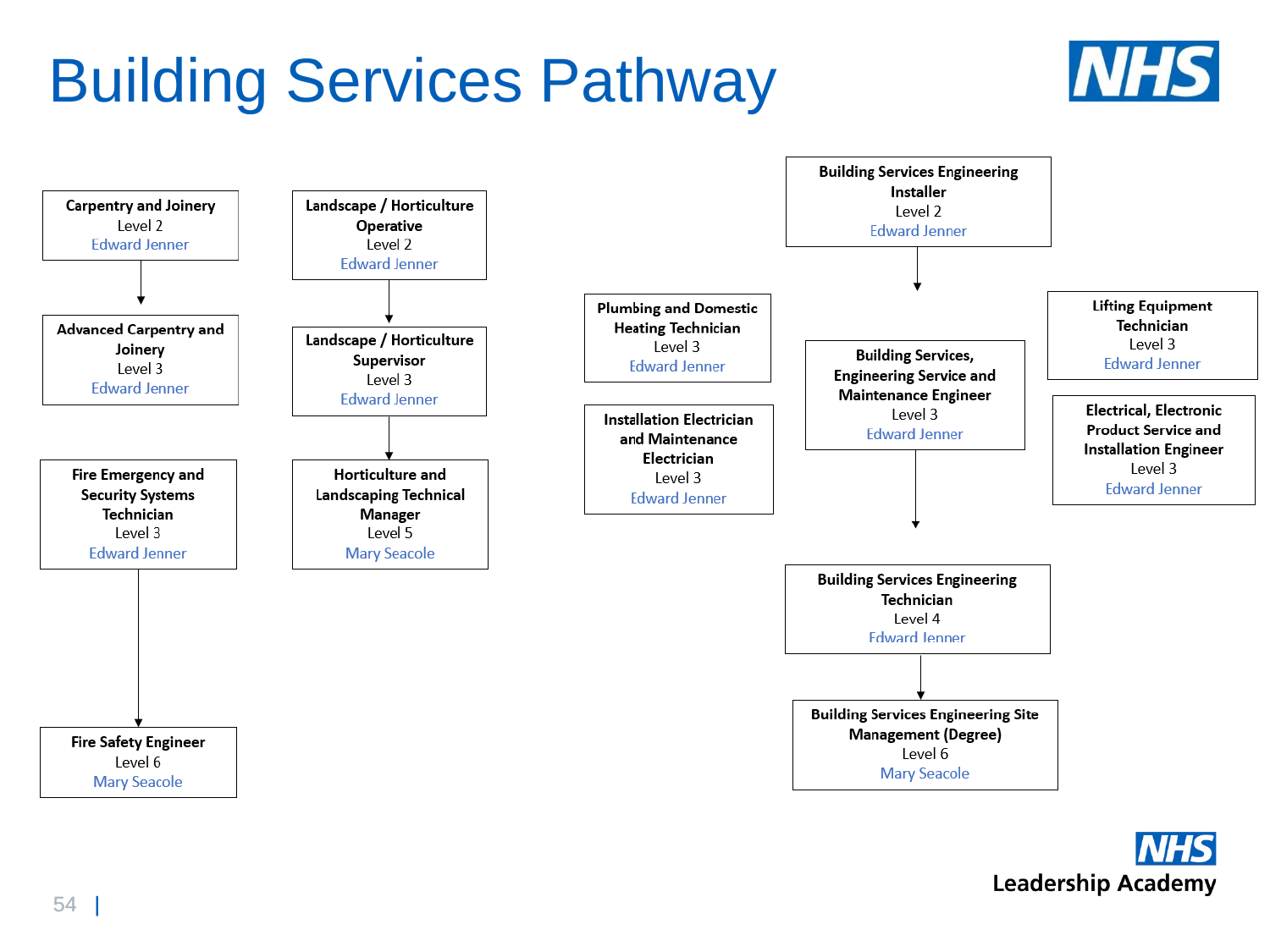# Building Services Pathway

**Carpentry and Joinery**
Level 2
Edward Jenner

↓

**Advanced Carpentry and Joinery**
Level 3
Edward Jenner

**Fire Emergency and Security Systems Technician**
Level 3
Edward Jenner

↓

**Fire Safety Engineer**
Level 6
Mary Seacole

**Landscape / Horticulture Operative**
Level 2
Edward Jenner

↓

**Landscape / Horticulture Supervisor**
Level 3
Edward Jenner

↓

**Horticulture and Landscaping Technical Manager**
Level 5
Mary Seacole

**Plumbing and Domestic Heating Technician**
Level 3
Edward Jenner

**Installation Electrician and Maintenance Electrician**
Level 3
Edward Jenner

**Building Services Engineering Installer**
Level 2
Edward Jenner

↓

**Building Services, Engineering Service and Maintenance Engineer**
Level 3
Edward Jenner

↓

**Building Services Engineering Technician**
Level 4
Edward Jenner

↓

**Building Services Engineering Site Management (Degree)**
Level 6
Mary Seacole

**Lifting Equipment Technician**
Level 3
Edward Jenner

**Electrical, Electronic Product Service and Installation Engineer**
Level 3
Edward Jenner

NHS Leadership Academy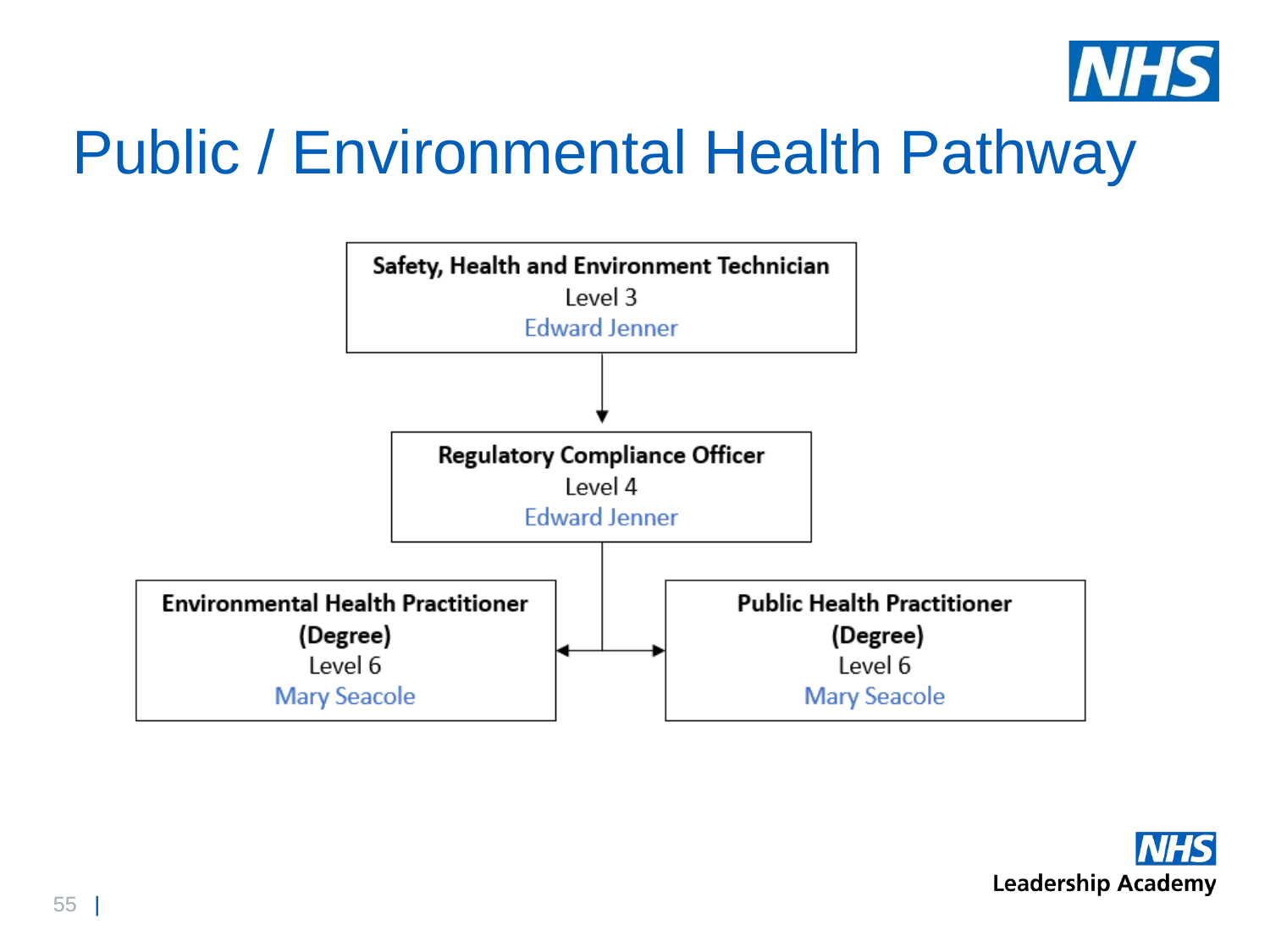# Public / Environmental Health Pathway

**Safety, Health and Environment Technician**
Level 3
Edward Jenner

**Regulatory Compliance Officer**
Level 4
Edward Jenner

**Environmental Health Practitioner (Degree)**
Level 6
Mary Seacole

**Public Health Practitioner (Degree)**
Level 6
Mary Seacole